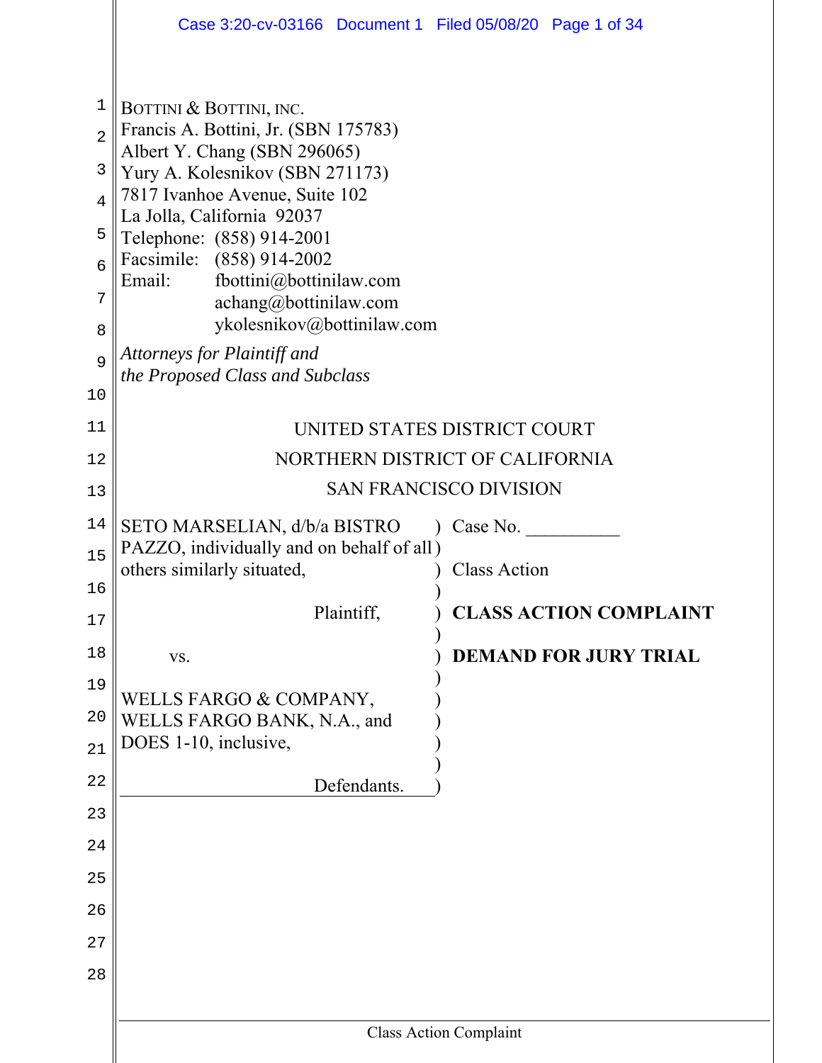BOTTINI & BOTTINI, INC.
Francis A. Bottini, Jr. (SBN 175783)
Albert Y. Chang (SBN 296065)
Yury A. Kolesnikov (SBN 271173)
7817 Ivanhoe Avenue, Suite 102
La Jolla, California 92037
Telephone: (858) 914-2001
Facsimile: (858) 914-2002
Email: fbottini@bottinilaw.com
achang@bottinilaw.com
ykolesnikov@bottinilaw.com

*Attorneys for Plaintiff and the Proposed Class and Subclass*

UNITED STATES DISTRICT COURT

NORTHERN DISTRICT OF CALIFORNIA

SAN FRANCISCO DIVISION

| | |
|---|---|
| SETO MARSELIAN, d/b/a BISTRO PAZZO, individually and on behalf of all others similarly situated, | Case No. __________ |
| Plaintiff, | Class Action |
| vs. | **CLASS ACTION COMPLAINT** |
| WELLS FARGO & COMPANY, WELLS FARGO BANK, N.A., and DOES 1-10, inclusive, | **DEMAND FOR JURY TRIAL** |
| Defendants. | |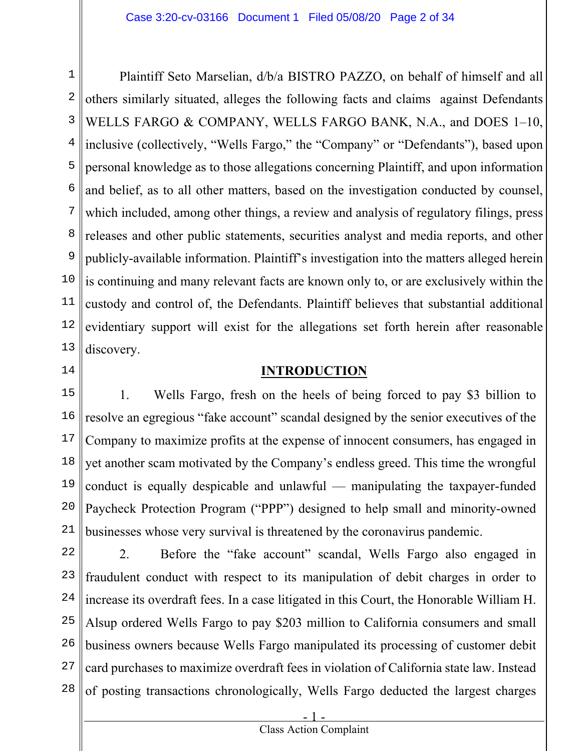Plaintiff Seto Marselian, d/b/a BISTRO PAZZO, on behalf of himself and all others similarly situated, alleges the following facts and claims against Defendants WELLS FARGO & COMPANY, WELLS FARGO BANK, N.A., and DOES 1–10, inclusive (collectively, "Wells Fargo," the "Company" or "Defendants"), based upon personal knowledge as to those allegations concerning Plaintiff, and upon information and belief, as to all other matters, based on the investigation conducted by counsel, which included, among other things, a review and analysis of regulatory filings, press releases and other public statements, securities analyst and media reports, and other publicly-available information. Plaintiff's investigation into the matters alleged herein is continuing and many relevant facts are known only to, or are exclusively within the custody and control of, the Defendants. Plaintiff believes that substantial additional evidentiary support will exist for the allegations set forth herein after reasonable discovery.

## INTRODUCTION

1. Wells Fargo, fresh on the heels of being forced to pay $3 billion to resolve an egregious "fake account" scandal designed by the senior executives of the Company to maximize profits at the expense of innocent consumers, has engaged in yet another scam motivated by the Company's endless greed. This time the wrongful conduct is equally despicable and unlawful — manipulating the taxpayer-funded Paycheck Protection Program ("PPP") designed to help small and minority-owned businesses whose very survival is threatened by the coronavirus pandemic.

2. Before the "fake account" scandal, Wells Fargo also engaged in fraudulent conduct with respect to its manipulation of debit charges in order to increase its overdraft fees. In a case litigated in this Court, the Honorable William H. Alsup ordered Wells Fargo to pay $203 million to California consumers and small business owners because Wells Fargo manipulated its processing of customer debit card purchases to maximize overdraft fees in violation of California state law. Instead of posting transactions chronologically, Wells Fargo deducted the largest charges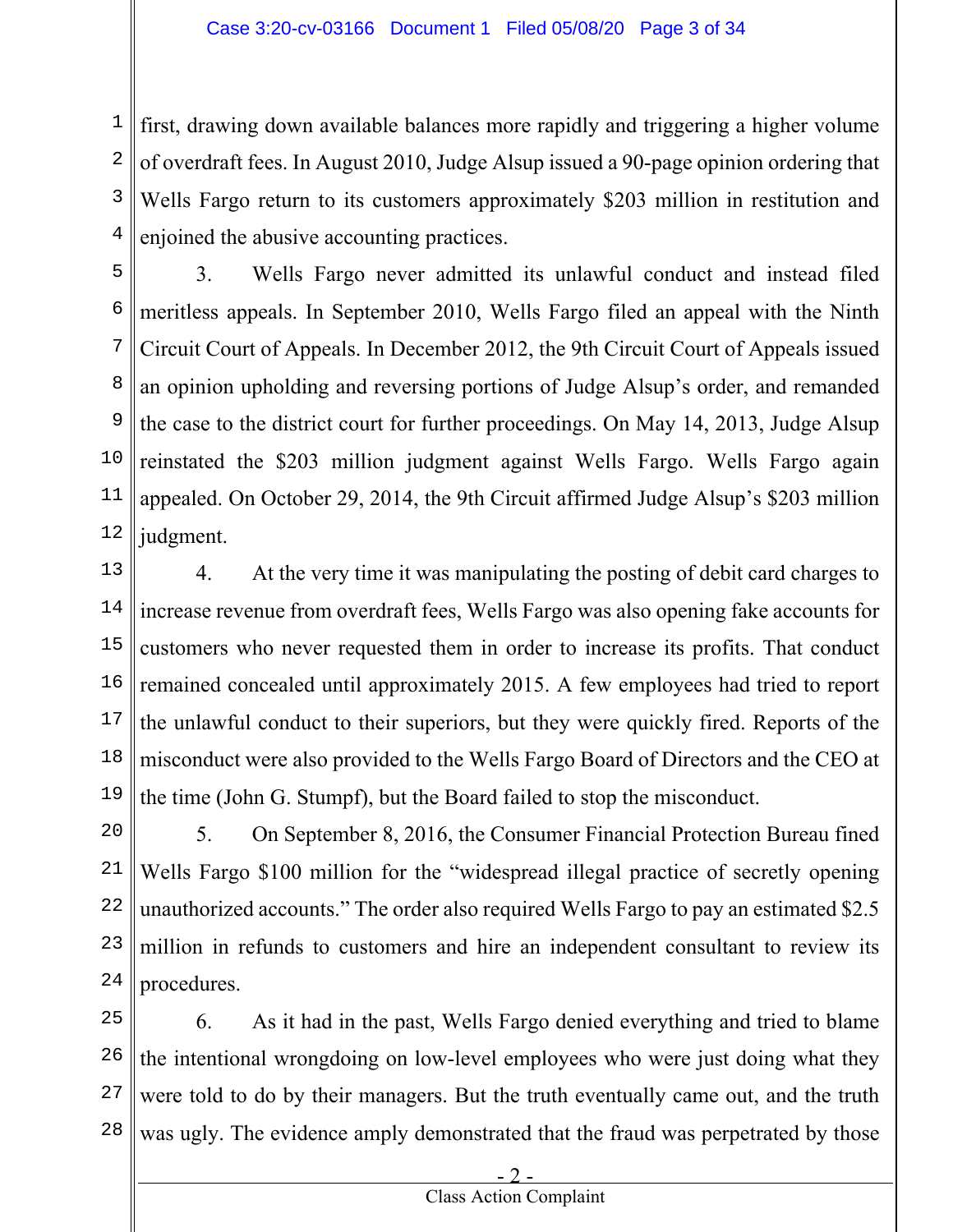first, drawing down available balances more rapidly and triggering a higher volume of overdraft fees. In August 2010, Judge Alsup issued a 90-page opinion ordering that Wells Fargo return to its customers approximately $203 million in restitution and enjoined the abusive accounting practices.

3. Wells Fargo never admitted its unlawful conduct and instead filed meritless appeals. In September 2010, Wells Fargo filed an appeal with the Ninth Circuit Court of Appeals. In December 2012, the 9th Circuit Court of Appeals issued an opinion upholding and reversing portions of Judge Alsup's order, and remanded the case to the district court for further proceedings. On May 14, 2013, Judge Alsup reinstated the $203 million judgment against Wells Fargo. Wells Fargo again appealed. On October 29, 2014, the 9th Circuit affirmed Judge Alsup's $203 million judgment.

4. At the very time it was manipulating the posting of debit card charges to increase revenue from overdraft fees, Wells Fargo was also opening fake accounts for customers who never requested them in order to increase its profits. That conduct remained concealed until approximately 2015. A few employees had tried to report the unlawful conduct to their superiors, but they were quickly fired. Reports of the misconduct were also provided to the Wells Fargo Board of Directors and the CEO at the time (John G. Stumpf), but the Board failed to stop the misconduct.

5. On September 8, 2016, the Consumer Financial Protection Bureau fined Wells Fargo $100 million for the "widespread illegal practice of secretly opening unauthorized accounts." The order also required Wells Fargo to pay an estimated $2.5 million in refunds to customers and hire an independent consultant to review its procedures.

6. As it had in the past, Wells Fargo denied everything and tried to blame the intentional wrongdoing on low-level employees who were just doing what they were told to do by their managers. But the truth eventually came out, and the truth was ugly. The evidence amply demonstrated that the fraud was perpetrated by those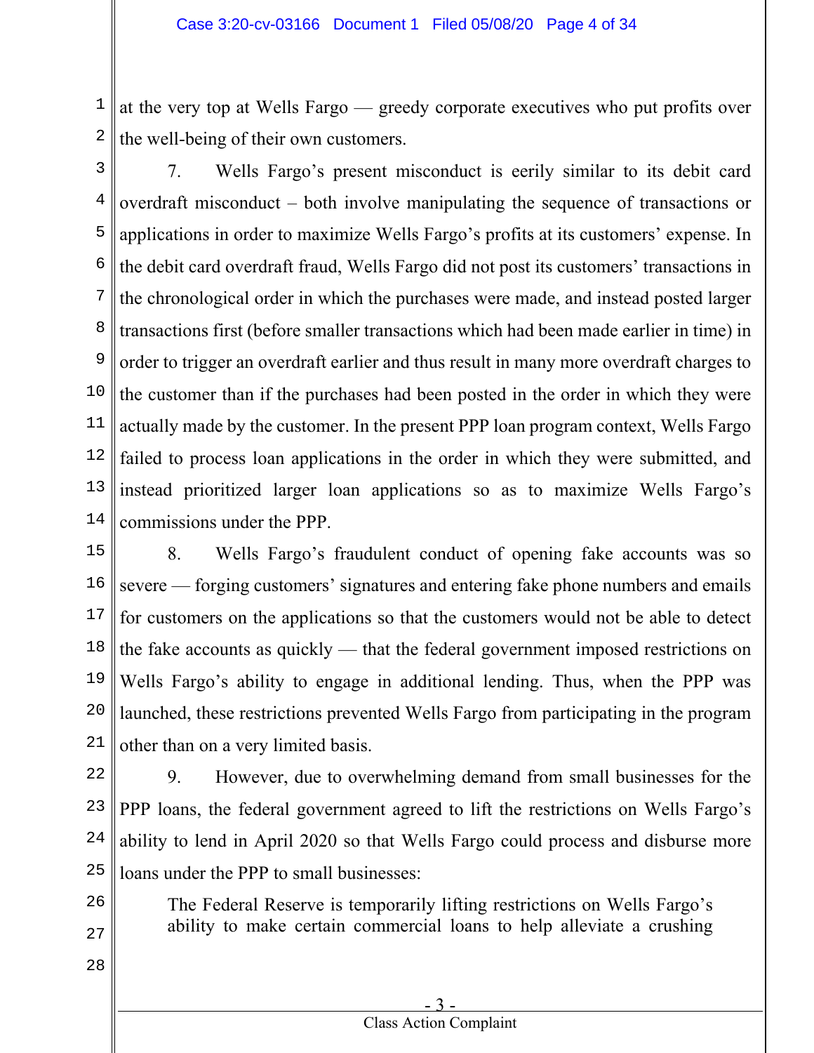at the very top at Wells Fargo — greedy corporate executives who put profits over the well-being of their own customers.

7. Wells Fargo's present misconduct is eerily similar to its debit card overdraft misconduct – both involve manipulating the sequence of transactions or applications in order to maximize Wells Fargo's profits at its customers' expense. In the debit card overdraft fraud, Wells Fargo did not post its customers' transactions in the chronological order in which the purchases were made, and instead posted larger transactions first (before smaller transactions which had been made earlier in time) in order to trigger an overdraft earlier and thus result in many more overdraft charges to the customer than if the purchases had been posted in the order in which they were actually made by the customer. In the present PPP loan program context, Wells Fargo failed to process loan applications in the order in which they were submitted, and instead prioritized larger loan applications so as to maximize Wells Fargo's commissions under the PPP.

8. Wells Fargo's fraudulent conduct of opening fake accounts was so severe — forging customers' signatures and entering fake phone numbers and emails for customers on the applications so that the customers would not be able to detect the fake accounts as quickly — that the federal government imposed restrictions on Wells Fargo's ability to engage in additional lending. Thus, when the PPP was launched, these restrictions prevented Wells Fargo from participating in the program other than on a very limited basis.

9. However, due to overwhelming demand from small businesses for the PPP loans, the federal government agreed to lift the restrictions on Wells Fargo's ability to lend in April 2020 so that Wells Fargo could process and disburse more loans under the PPP to small businesses:

> The Federal Reserve is temporarily lifting restrictions on Wells Fargo's ability to make certain commercial loans to help alleviate a crushing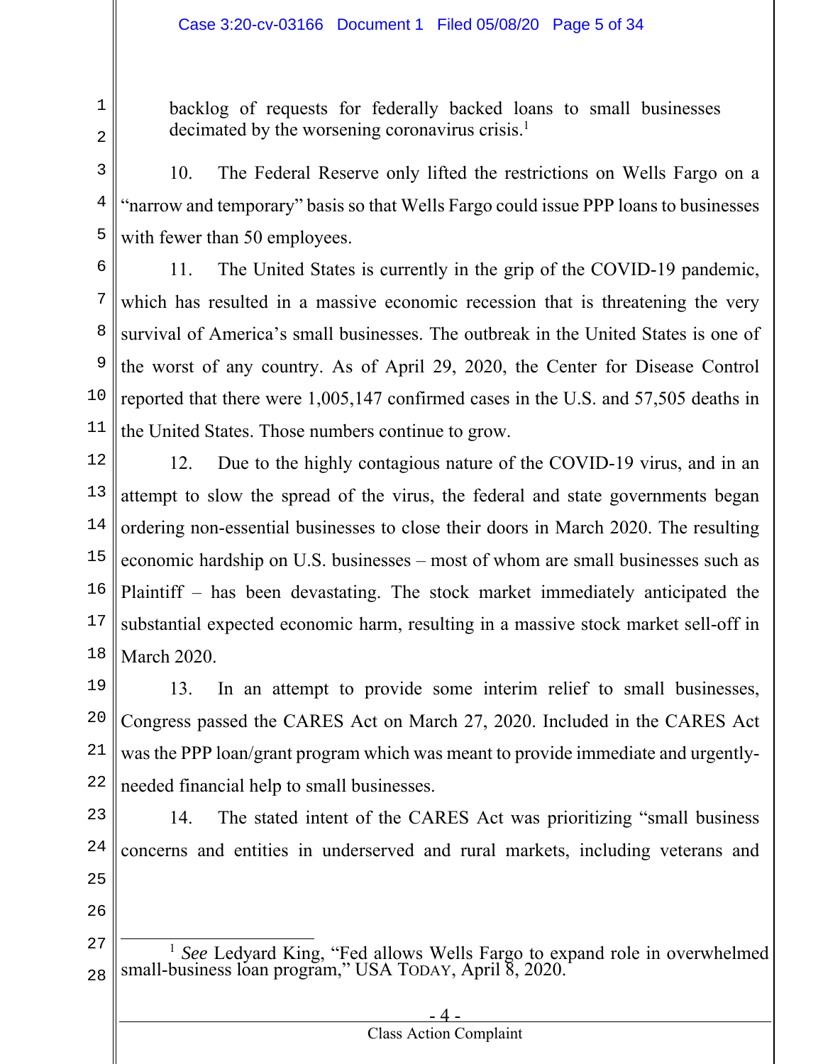backlog of requests for federally backed loans to small businesses decimated by the worsening coronavirus crisis.[1]

10. The Federal Reserve only lifted the restrictions on Wells Fargo on a "narrow and temporary" basis so that Wells Fargo could issue PPP loans to businesses with fewer than 50 employees.

11. The United States is currently in the grip of the COVID-19 pandemic, which has resulted in a massive economic recession that is threatening the very survival of America's small businesses. The outbreak in the United States is one of the worst of any country. As of April 29, 2020, the Center for Disease Control reported that there were 1,005,147 confirmed cases in the U.S. and 57,505 deaths in the United States. Those numbers continue to grow.

12. Due to the highly contagious nature of the COVID-19 virus, and in an attempt to slow the spread of the virus, the federal and state governments began ordering non-essential businesses to close their doors in March 2020. The resulting economic hardship on U.S. businesses – most of whom are small businesses such as Plaintiff – has been devastating. The stock market immediately anticipated the substantial expected economic harm, resulting in a massive stock market sell-off in March 2020.

13. In an attempt to provide some interim relief to small businesses, Congress passed the CARES Act on March 27, 2020. Included in the CARES Act was the PPP loan/grant program which was meant to provide immediate and urgently-needed financial help to small businesses.

14. The stated intent of the CARES Act was prioritizing "small business concerns and entities in underserved and rural markets, including veterans and

---

[1] *See* Ledyard King, "Fed allows Wells Fargo to expand role in overwhelmed small-business loan program," USA TODAY, April 8, 2020.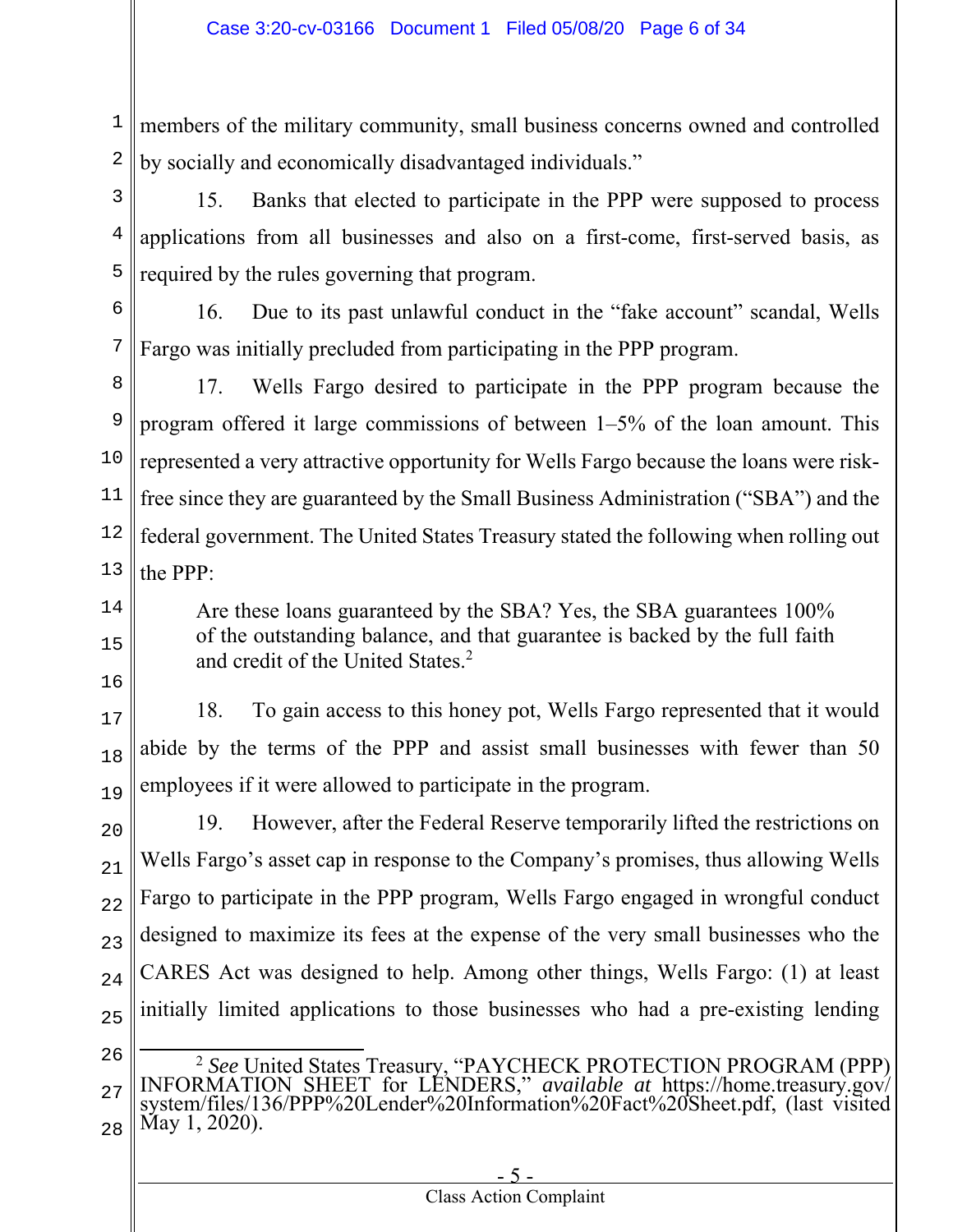members of the military community, small business concerns owned and controlled by socially and economically disadvantaged individuals."

15. Banks that elected to participate in the PPP were supposed to process applications from all businesses and also on a first-come, first-served basis, as required by the rules governing that program.

16. Due to its past unlawful conduct in the "fake account" scandal, Wells Fargo was initially precluded from participating in the PPP program.

17. Wells Fargo desired to participate in the PPP program because the program offered it large commissions of between 1–5% of the loan amount. This represented a very attractive opportunity for Wells Fargo because the loans were risk-free since they are guaranteed by the Small Business Administration ("SBA") and the federal government. The United States Treasury stated the following when rolling out the PPP:

> Are these loans guaranteed by the SBA? Yes, the SBA guarantees 100% of the outstanding balance, and that guarantee is backed by the full faith and credit of the United States.[2]

18. To gain access to this honey pot, Wells Fargo represented that it would abide by the terms of the PPP and assist small businesses with fewer than 50 employees if it were allowed to participate in the program.

19. However, after the Federal Reserve temporarily lifted the restrictions on Wells Fargo's asset cap in response to the Company's promises, thus allowing Wells Fargo to participate in the PPP program, Wells Fargo engaged in wrongful conduct designed to maximize its fees at the expense of the very small businesses who the CARES Act was designed to help. Among other things, Wells Fargo: (1) at least initially limited applications to those businesses who had a pre-existing lending

---

[2] *See* United States Treasury, "PAYCHECK PROTECTION PROGRAM (PPP) INFORMATION SHEET for LENDERS," *available at* https://home.treasury.gov/system/files/136/PPP%20Lender%20Information%20Fact%20Sheet.pdf, (last visited May 1, 2020).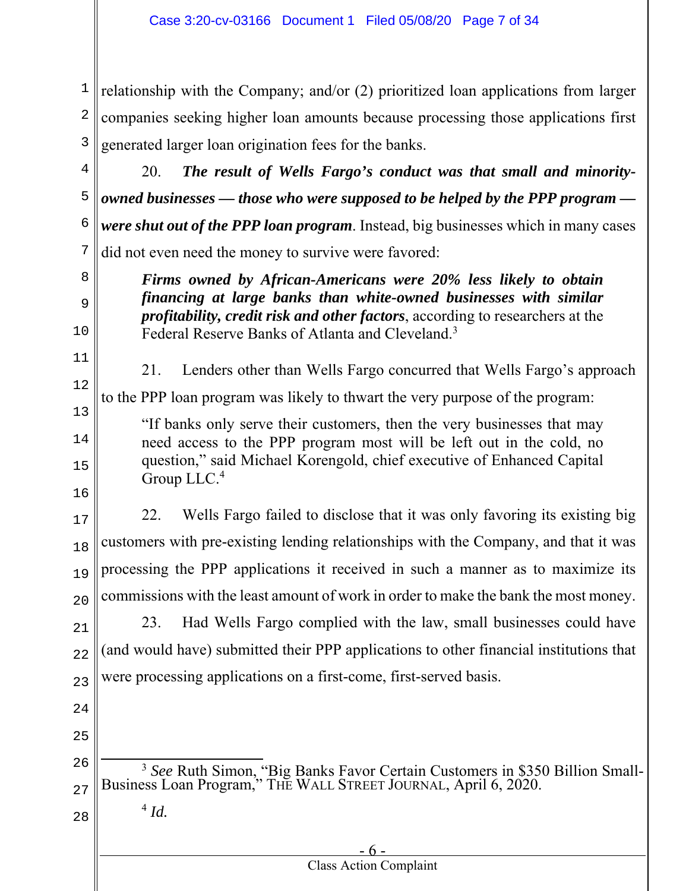relationship with the Company; and/or (2) prioritized loan applications from larger companies seeking higher loan amounts because processing those applications first generated larger loan origination fees for the banks.

20. ***The result of Wells Fargo's conduct was that small and minority-owned businesses — those who were supposed to be helped by the PPP program — were shut out of the PPP loan program***. Instead, big businesses which in many cases did not even need the money to survive were favored:

> ***Firms owned by African-Americans were 20% less likely to obtain financing at large banks than white-owned businesses with similar profitability, credit risk and other factors***, according to researchers at the Federal Reserve Banks of Atlanta and Cleveland.[3]

21. Lenders other than Wells Fargo concurred that Wells Fargo's approach to the PPP loan program was likely to thwart the very purpose of the program:

> "If banks only serve their customers, then the very businesses that may need access to the PPP program most will be left out in the cold, no question," said Michael Korengold, chief executive of Enhanced Capital Group LLC.[4]

22. Wells Fargo failed to disclose that it was only favoring its existing big customers with pre-existing lending relationships with the Company, and that it was processing the PPP applications it received in such a manner as to maximize its commissions with the least amount of work in order to make the bank the most money.

23. Had Wells Fargo complied with the law, small businesses could have (and would have) submitted their PPP applications to other financial institutions that were processing applications on a first-come, first-served basis.

---

[3] *See* Ruth Simon, "Big Banks Favor Certain Customers in $350 Billion Small-Business Loan Program," THE WALL STREET JOURNAL, April 6, 2020.

[4] *Id.*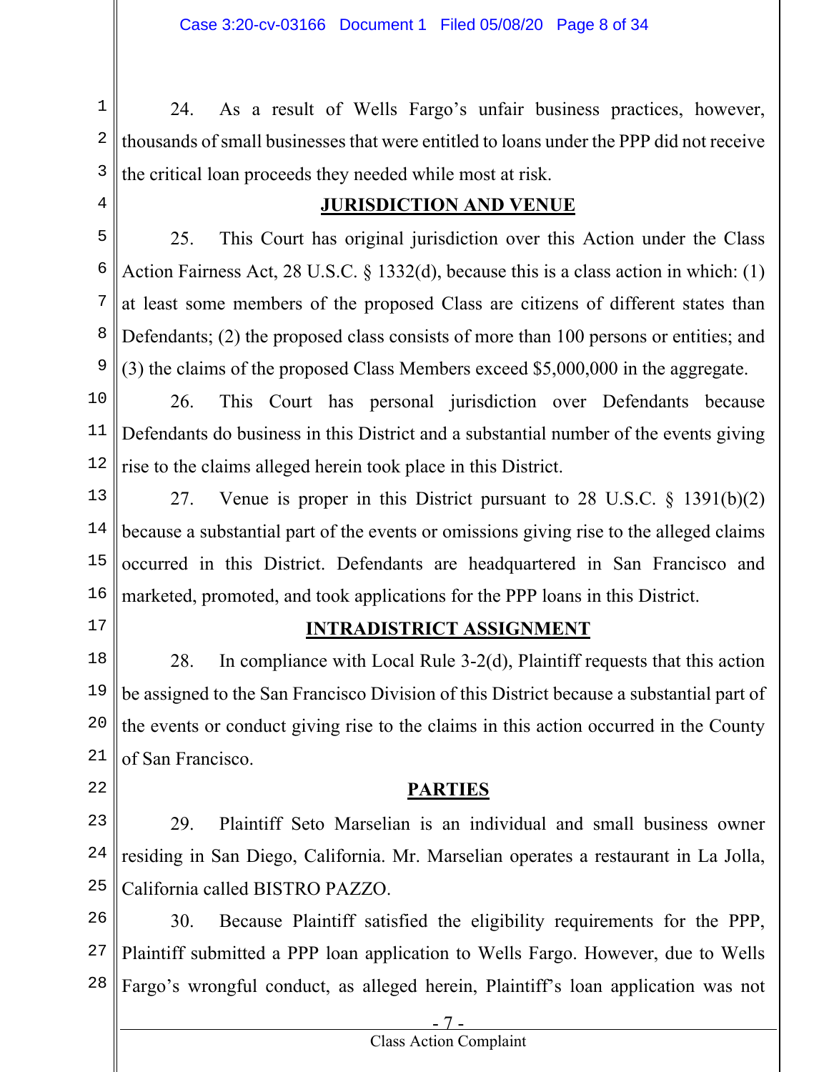24. As a result of Wells Fargo's unfair business practices, however, thousands of small businesses that were entitled to loans under the PPP did not receive the critical loan proceeds they needed while most at risk.

## JURISDICTION AND VENUE

25. This Court has original jurisdiction over this Action under the Class Action Fairness Act, 28 U.S.C. § 1332(d), because this is a class action in which: (1) at least some members of the proposed Class are citizens of different states than Defendants; (2) the proposed class consists of more than 100 persons or entities; and (3) the claims of the proposed Class Members exceed $5,000,000 in the aggregate.

26. This Court has personal jurisdiction over Defendants because Defendants do business in this District and a substantial number of the events giving rise to the claims alleged herein took place in this District.

27. Venue is proper in this District pursuant to 28 U.S.C. § 1391(b)(2) because a substantial part of the events or omissions giving rise to the alleged claims occurred in this District. Defendants are headquartered in San Francisco and marketed, promoted, and took applications for the PPP loans in this District.

## INTRADISTRICT ASSIGNMENT

28. In compliance with Local Rule 3-2(d), Plaintiff requests that this action be assigned to the San Francisco Division of this District because a substantial part of the events or conduct giving rise to the claims in this action occurred in the County of San Francisco.

## PARTIES

29. Plaintiff Seto Marselian is an individual and small business owner residing in San Diego, California. Mr. Marselian operates a restaurant in La Jolla, California called BISTRO PAZZO.

30. Because Plaintiff satisfied the eligibility requirements for the PPP, Plaintiff submitted a PPP loan application to Wells Fargo. However, due to Wells Fargo's wrongful conduct, as alleged herein, Plaintiff's loan application was not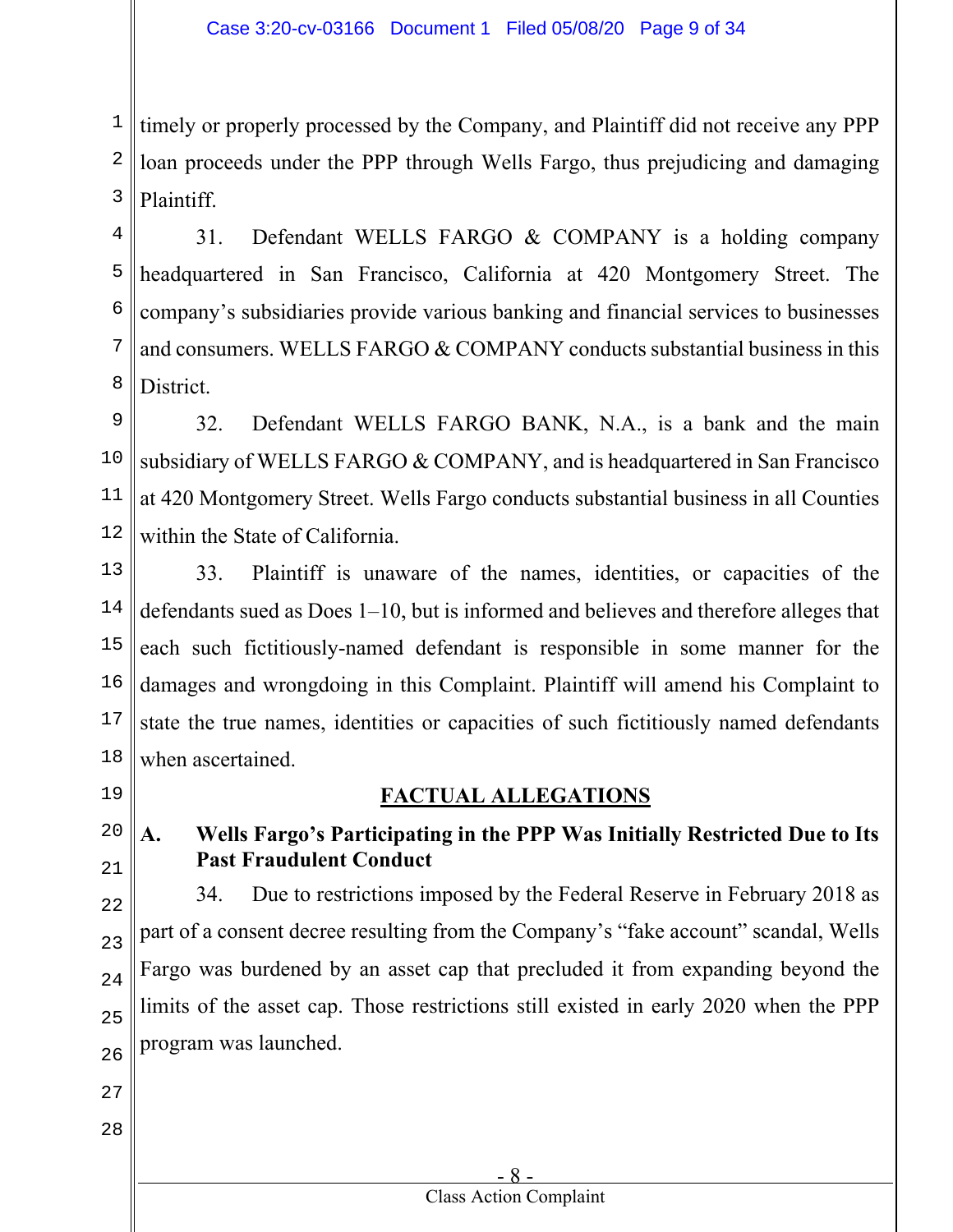timely or properly processed by the Company, and Plaintiff did not receive any PPP loan proceeds under the PPP through Wells Fargo, thus prejudicing and damaging Plaintiff.

31. Defendant WELLS FARGO & COMPANY is a holding company headquartered in San Francisco, California at 420 Montgomery Street. The company's subsidiaries provide various banking and financial services to businesses and consumers. WELLS FARGO & COMPANY conducts substantial business in this District.

32. Defendant WELLS FARGO BANK, N.A., is a bank and the main subsidiary of WELLS FARGO & COMPANY, and is headquartered in San Francisco at 420 Montgomery Street. Wells Fargo conducts substantial business in all Counties within the State of California.

33. Plaintiff is unaware of the names, identities, or capacities of the defendants sued as Does 1–10, but is informed and believes and therefore alleges that each such fictitiously-named defendant is responsible in some manner for the damages and wrongdoing in this Complaint. Plaintiff will amend his Complaint to state the true names, identities or capacities of such fictitiously named defendants when ascertained.

## FACTUAL ALLEGATIONS

### A. Wells Fargo's Participating in the PPP Was Initially Restricted Due to Its Past Fraudulent Conduct

34. Due to restrictions imposed by the Federal Reserve in February 2018 as part of a consent decree resulting from the Company's "fake account" scandal, Wells Fargo was burdened by an asset cap that precluded it from expanding beyond the limits of the asset cap. Those restrictions still existed in early 2020 when the PPP program was launched.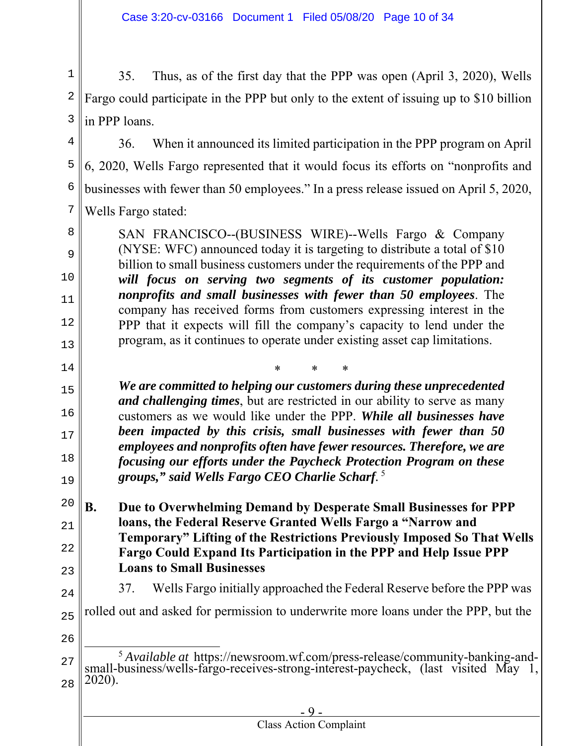35. Thus, as of the first day that the PPP was open (April 3, 2020), Wells Fargo could participate in the PPP but only to the extent of issuing up to $10 billion in PPP loans.

36. When it announced its limited participation in the PPP program on April 6, 2020, Wells Fargo represented that it would focus its efforts on "nonprofits and businesses with fewer than 50 employees." In a press release issued on April 5, 2020, Wells Fargo stated:

> SAN FRANCISCO--(BUSINESS WIRE)--Wells Fargo & Company (NYSE: WFC) announced today it is targeting to distribute a total of $10 billion to small business customers under the requirements of the PPP and ***will focus on serving two segments of its customer population: nonprofits and small businesses with fewer than 50 employees***. The company has received forms from customers expressing interest in the PPP that it expects will fill the company's capacity to lend under the program, as it continues to operate under existing asset cap limitations.
>
> \* \* \*
>
> ***We are committed to helping our customers during these unprecedented and challenging times***, but are restricted in our ability to serve as many customers as we would like under the PPP. ***While all businesses have been impacted by this crisis, small businesses with fewer than 50 employees and nonprofits often have fewer resources. Therefore, we are focusing our efforts under the Paycheck Protection Program on these groups," said Wells Fargo CEO Charlie Scharf***.[5]

### B. Due to Overwhelming Demand by Desperate Small Businesses for PPP loans, the Federal Reserve Granted Wells Fargo a "Narrow and Temporary" Lifting of the Restrictions Previously Imposed So That Wells Fargo Could Expand Its Participation in the PPP and Help Issue PPP Loans to Small Businesses

37. Wells Fargo initially approached the Federal Reserve before the PPP was rolled out and asked for permission to underwrite more loans under the PPP, but the

---

[5] *Available at* https://newsroom.wf.com/press-release/community-banking-and-small-business/wells-fargo-receives-strong-interest-paycheck, (last visited May 1, 2020).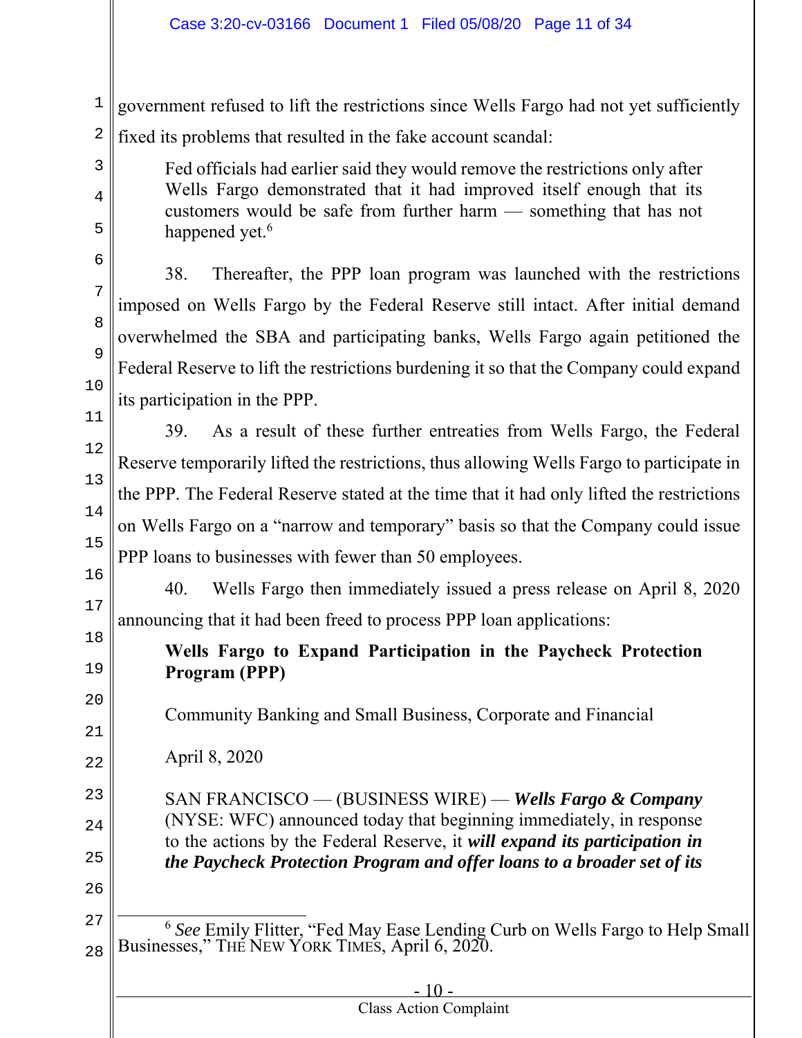government refused to lift the restrictions since Wells Fargo had not yet sufficiently fixed its problems that resulted in the fake account scandal:

> Fed officials had earlier said they would remove the restrictions only after Wells Fargo demonstrated that it had improved itself enough that its customers would be safe from further harm — something that has not happened yet.[6]

38. Thereafter, the PPP loan program was launched with the restrictions imposed on Wells Fargo by the Federal Reserve still intact. After initial demand overwhelmed the SBA and participating banks, Wells Fargo again petitioned the Federal Reserve to lift the restrictions burdening it so that the Company could expand its participation in the PPP.

39. As a result of these further entreaties from Wells Fargo, the Federal Reserve temporarily lifted the restrictions, thus allowing Wells Fargo to participate in the PPP. The Federal Reserve stated at the time that it had only lifted the restrictions on Wells Fargo on a "narrow and temporary" basis so that the Company could issue PPP loans to businesses with fewer than 50 employees.

40. Wells Fargo then immediately issued a press release on April 8, 2020 announcing that it had been freed to process PPP loan applications:

> **Wells Fargo to Expand Participation in the Paycheck Protection Program (PPP)**
>
> Community Banking and Small Business, Corporate and Financial
>
> April 8, 2020
>
> SAN FRANCISCO — (BUSINESS WIRE) — ***Wells Fargo & Company*** (NYSE: WFC) announced today that beginning immediately, in response to the actions by the Federal Reserve, it ***will expand its participation in the Paycheck Protection Program and offer loans to a broader set of its***

---

[6] *See* Emily Flitter, "Fed May Ease Lending Curb on Wells Fargo to Help Small Businesses," THE NEW YORK TIMES, April 6, 2020.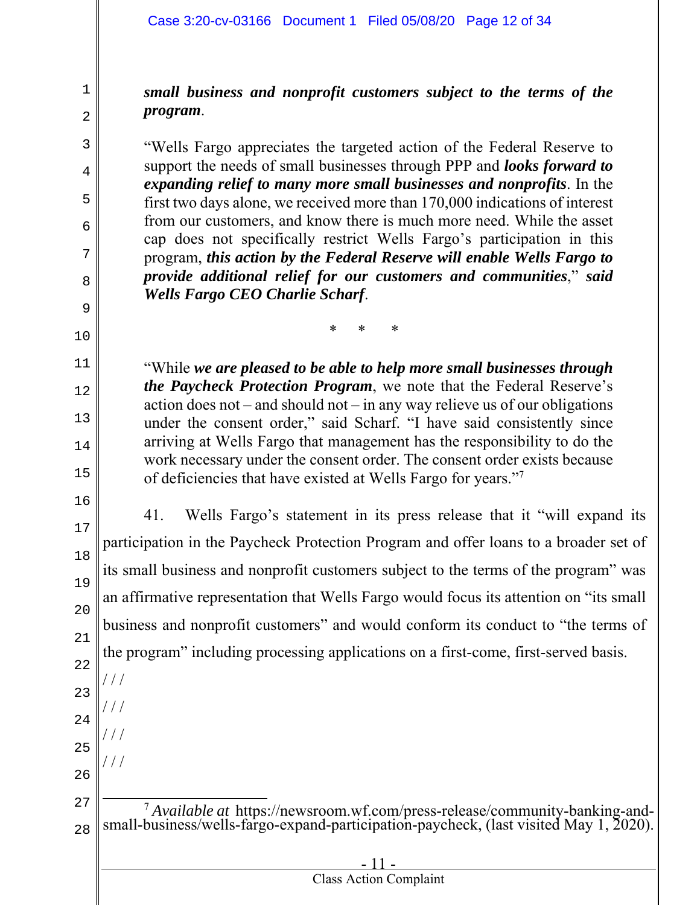> ***small business and nonprofit customers subject to the terms of the program***.
>
> "Wells Fargo appreciates the targeted action of the Federal Reserve to support the needs of small businesses through PPP and ***looks forward to expanding relief to many more small businesses and nonprofits***. In the first two days alone, we received more than 170,000 indications of interest from our customers, and know there is much more need. While the asset cap does not specifically restrict Wells Fargo's participation in this program, ***this action by the Federal Reserve will enable Wells Fargo to provide additional relief for our customers and communities***," ***said Wells Fargo CEO Charlie Scharf***.
>
> \* \* \*
>
> "While ***we are pleased to be able to help more small businesses through the Paycheck Protection Program***, we note that the Federal Reserve's action does not – and should not – in any way relieve us of our obligations under the consent order," said Scharf. "I have said consistently since arriving at Wells Fargo that management has the responsibility to do the work necessary under the consent order. The consent order exists because of deficiencies that have existed at Wells Fargo for years."[7]

41. Wells Fargo's statement in its press release that it "will expand its participation in the Paycheck Protection Program and offer loans to a broader set of its small business and nonprofit customers subject to the terms of the program" was an affirmative representation that Wells Fargo would focus its attention on "its small business and nonprofit customers" and would conform its conduct to "the terms of the program" including processing applications on a first-come, first-served basis.

/ / /

/ / /

/ / /

/ / /

---

[7] *Available at* https://newsroom.wf.com/press-release/community-banking-and-small-business/wells-fargo-expand-participation-paycheck, (last visited May 1, 2020).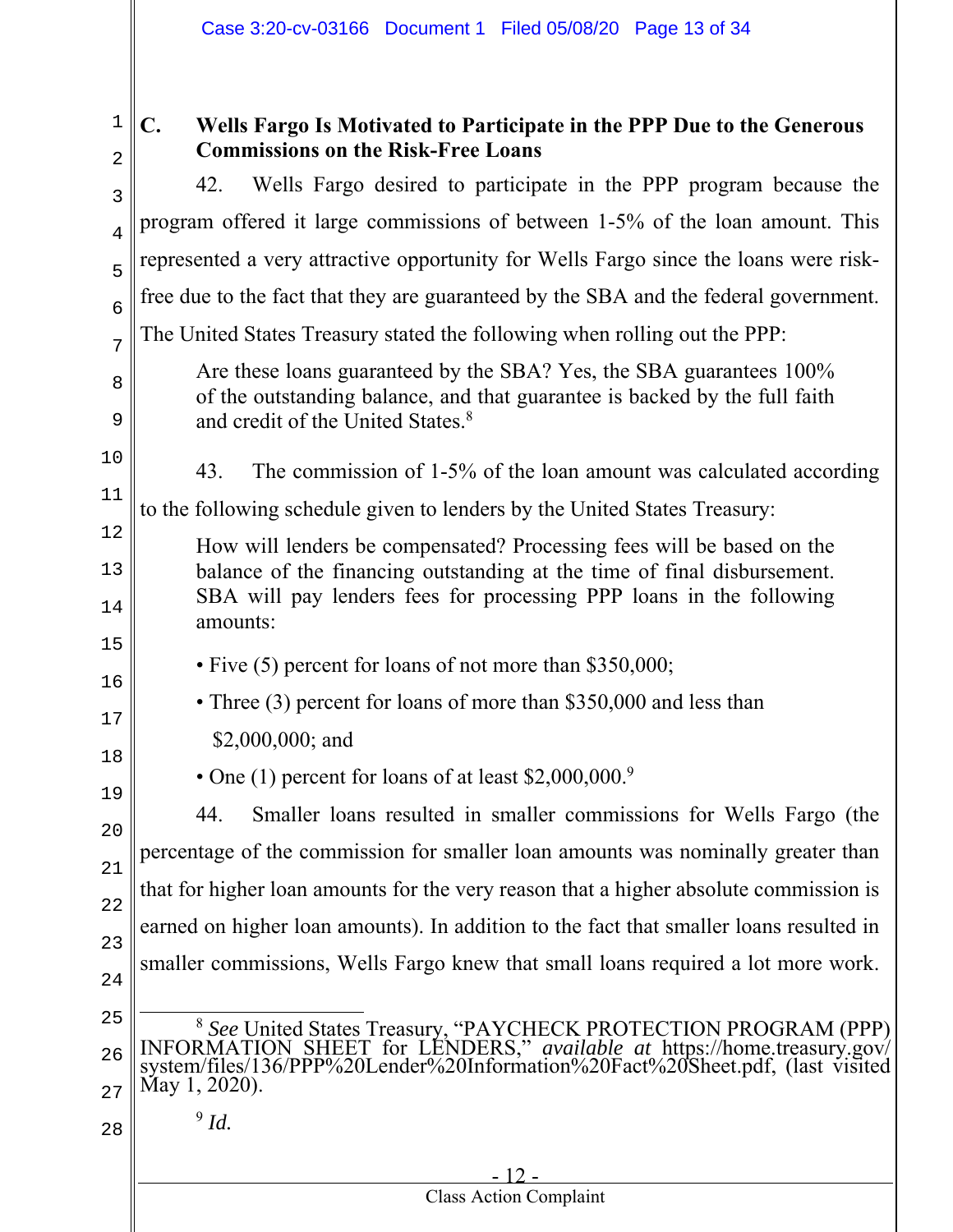### C. Wells Fargo Is Motivated to Participate in the PPP Due to the Generous Commissions on the Risk-Free Loans

42. Wells Fargo desired to participate in the PPP program because the program offered it large commissions of between 1-5% of the loan amount. This represented a very attractive opportunity for Wells Fargo since the loans were risk-free due to the fact that they are guaranteed by the SBA and the federal government. The United States Treasury stated the following when rolling out the PPP:

> Are these loans guaranteed by the SBA? Yes, the SBA guarantees 100% of the outstanding balance, and that guarantee is backed by the full faith and credit of the United States.[8]

43. The commission of 1-5% of the loan amount was calculated according to the following schedule given to lenders by the United States Treasury:

> How will lenders be compensated? Processing fees will be based on the balance of the financing outstanding at the time of final disbursement. SBA will pay lenders fees for processing PPP loans in the following amounts:
>
> • Five (5) percent for loans of not more than $350,000;
>
> • Three (3) percent for loans of more than $350,000 and less than $2,000,000; and
>
> • One (1) percent for loans of at least $2,000,000.[9]

44. Smaller loans resulted in smaller commissions for Wells Fargo (the percentage of the commission for smaller loan amounts was nominally greater than that for higher loan amounts for the very reason that a higher absolute commission is earned on higher loan amounts). In addition to the fact that smaller loans resulted in smaller commissions, Wells Fargo knew that small loans required a lot more work.

---

[8] *See* United States Treasury, "PAYCHECK PROTECTION PROGRAM (PPP) INFORMATION SHEET for LENDERS," *available at* https://home.treasury.gov/system/files/136/PPP%20Lender%20Information%20Fact%20Sheet.pdf, (last visited May 1, 2020).

[9] *Id.*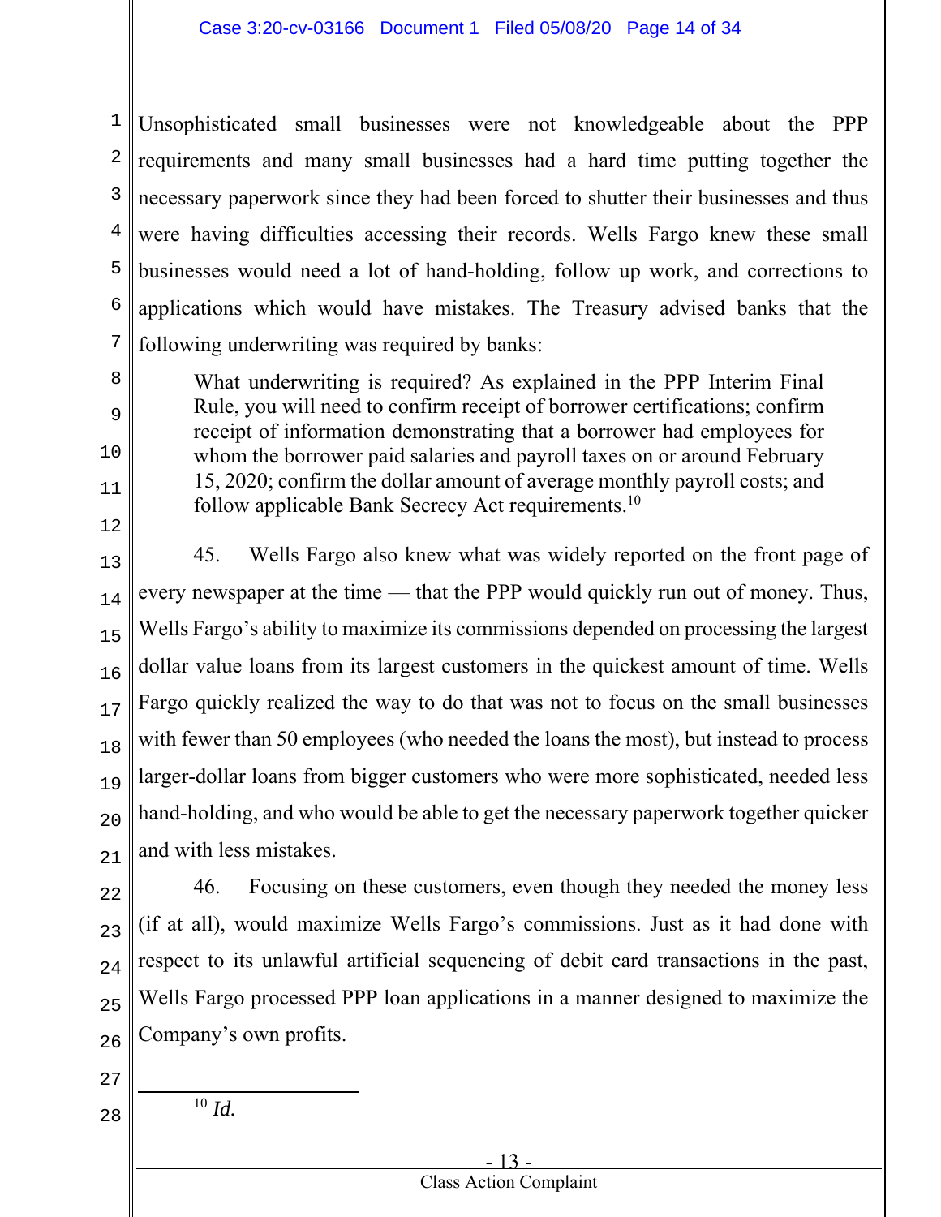Unsophisticated small businesses were not knowledgeable about the PPP requirements and many small businesses had a hard time putting together the necessary paperwork since they had been forced to shutter their businesses and thus were having difficulties accessing their records. Wells Fargo knew these small businesses would need a lot of hand-holding, follow up work, and corrections to applications which would have mistakes. The Treasury advised banks that the following underwriting was required by banks:

> What underwriting is required? As explained in the PPP Interim Final Rule, you will need to confirm receipt of borrower certifications; confirm receipt of information demonstrating that a borrower had employees for whom the borrower paid salaries and payroll taxes on or around February 15, 2020; confirm the dollar amount of average monthly payroll costs; and follow applicable Bank Secrecy Act requirements.[10]

45. Wells Fargo also knew what was widely reported on the front page of every newspaper at the time — that the PPP would quickly run out of money. Thus, Wells Fargo's ability to maximize its commissions depended on processing the largest dollar value loans from its largest customers in the quickest amount of time. Wells Fargo quickly realized the way to do that was not to focus on the small businesses with fewer than 50 employees (who needed the loans the most), but instead to process larger-dollar loans from bigger customers who were more sophisticated, needed less hand-holding, and who would be able to get the necessary paperwork together quicker and with less mistakes.

46. Focusing on these customers, even though they needed the money less (if at all), would maximize Wells Fargo's commissions. Just as it had done with respect to its unlawful artificial sequencing of debit card transactions in the past, Wells Fargo processed PPP loan applications in a manner designed to maximize the Company's own profits.

---

[10] *Id.*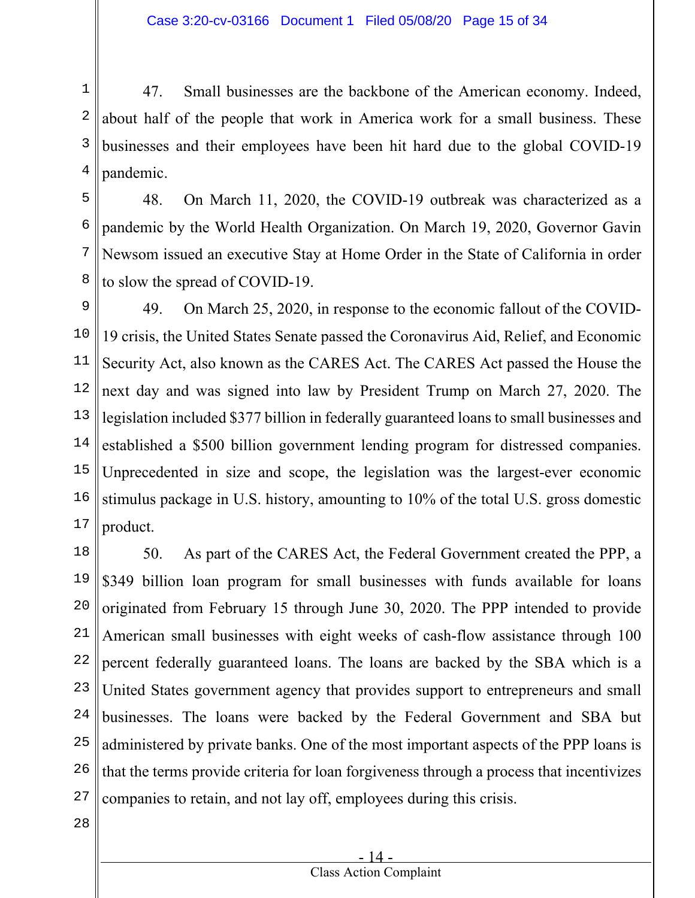47. Small businesses are the backbone of the American economy. Indeed, about half of the people that work in America work for a small business. These businesses and their employees have been hit hard due to the global COVID-19 pandemic.

48. On March 11, 2020, the COVID-19 outbreak was characterized as a pandemic by the World Health Organization. On March 19, 2020, Governor Gavin Newsom issued an executive Stay at Home Order in the State of California in order to slow the spread of COVID-19.

49. On March 25, 2020, in response to the economic fallout of the COVID-19 crisis, the United States Senate passed the Coronavirus Aid, Relief, and Economic Security Act, also known as the CARES Act. The CARES Act passed the House the next day and was signed into law by President Trump on March 27, 2020. The legislation included $377 billion in federally guaranteed loans to small businesses and established a $500 billion government lending program for distressed companies. Unprecedented in size and scope, the legislation was the largest-ever economic stimulus package in U.S. history, amounting to 10% of the total U.S. gross domestic product.

50. As part of the CARES Act, the Federal Government created the PPP, a $349 billion loan program for small businesses with funds available for loans originated from February 15 through June 30, 2020. The PPP intended to provide American small businesses with eight weeks of cash-flow assistance through 100 percent federally guaranteed loans. The loans are backed by the SBA which is a United States government agency that provides support to entrepreneurs and small businesses. The loans were backed by the Federal Government and SBA but administered by private banks. One of the most important aspects of the PPP loans is that the terms provide criteria for loan forgiveness through a process that incentivizes companies to retain, and not lay off, employees during this crisis.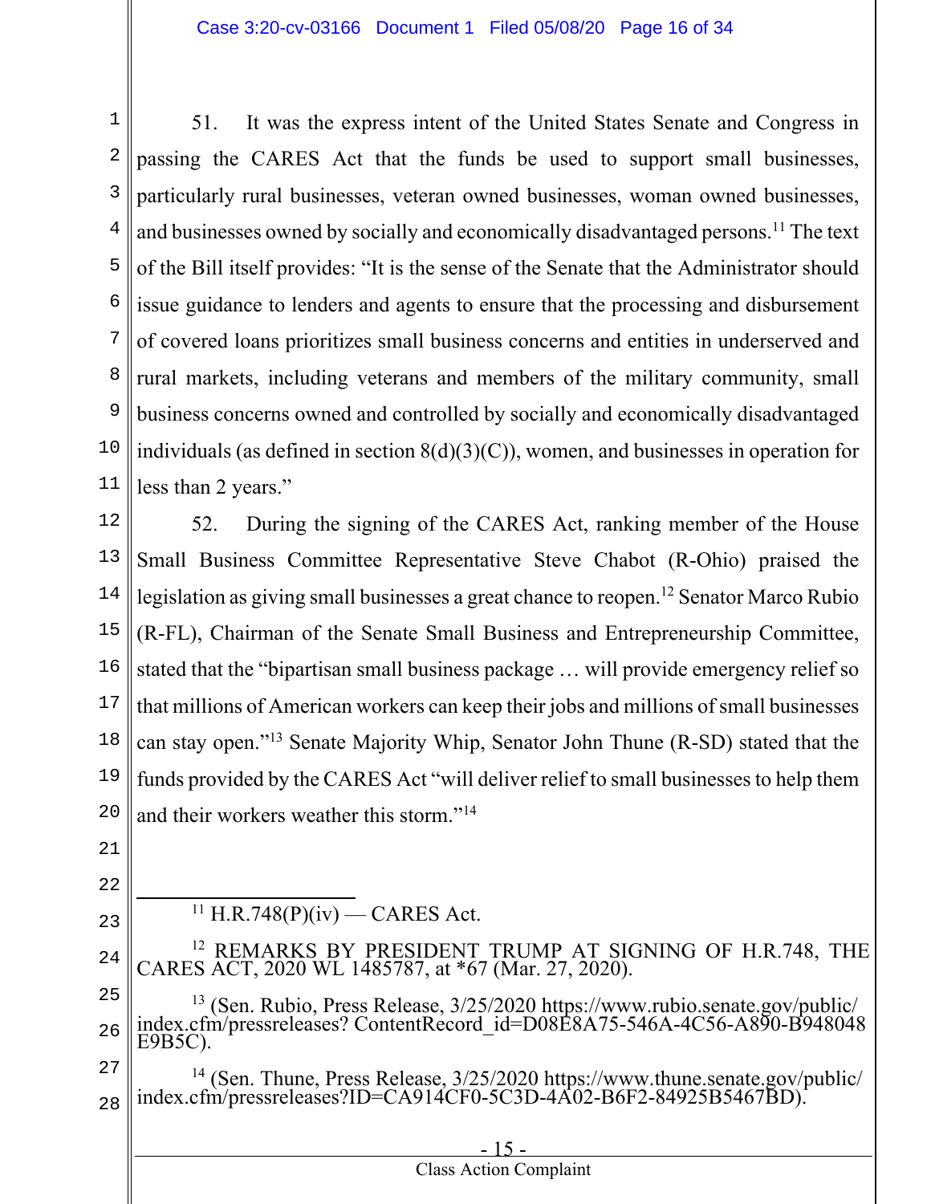51. It was the express intent of the United States Senate and Congress in passing the CARES Act that the funds be used to support small businesses, particularly rural businesses, veteran owned businesses, woman owned businesses, and businesses owned by socially and economically disadvantaged persons.[11] The text of the Bill itself provides: "It is the sense of the Senate that the Administrator should issue guidance to lenders and agents to ensure that the processing and disbursement of covered loans prioritizes small business concerns and entities in underserved and rural markets, including veterans and members of the military community, small business concerns owned and controlled by socially and economically disadvantaged individuals (as defined in section 8(d)(3)(C)), women, and businesses in operation for less than 2 years."

52. During the signing of the CARES Act, ranking member of the House Small Business Committee Representative Steve Chabot (R-Ohio) praised the legislation as giving small businesses a great chance to reopen.[12] Senator Marco Rubio (R-FL), Chairman of the Senate Small Business and Entrepreneurship Committee, stated that the "bipartisan small business package … will provide emergency relief so that millions of American workers can keep their jobs and millions of small businesses can stay open."[13] Senate Majority Whip, Senator John Thune (R-SD) stated that the funds provided by the CARES Act "will deliver relief to small businesses to help them and their workers weather this storm."[14]

---

[11] H.R.748(P)(iv) — CARES Act.

[12] REMARKS BY PRESIDENT TRUMP AT SIGNING OF H.R.748, THE CARES ACT, 2020 WL 1485787, at *67 (Mar. 27, 2020).

[13] (Sen. Rubio, Press Release, 3/25/2020 https://www.rubio.senate.gov/public/index.cfm/pressreleases? ContentRecord_id=D08E8A75-546A-4C56-A890-B948048E9B5C).

[14] (Sen. Thune, Press Release, 3/25/2020 https://www.thune.senate.gov/public/index.cfm/pressreleases?ID=CA914CF0-5C3D-4A02-B6F2-84925B5467BD).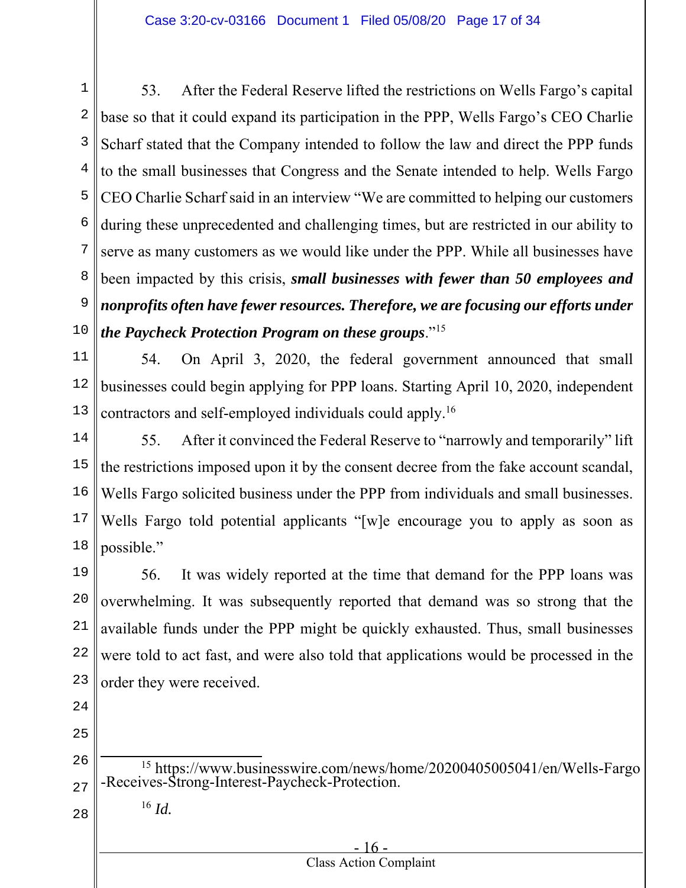53. After the Federal Reserve lifted the restrictions on Wells Fargo's capital base so that it could expand its participation in the PPP, Wells Fargo's CEO Charlie Scharf stated that the Company intended to follow the law and direct the PPP funds to the small businesses that Congress and the Senate intended to help. Wells Fargo CEO Charlie Scharf said in an interview "We are committed to helping our customers during these unprecedented and challenging times, but are restricted in our ability to serve as many customers as we would like under the PPP. While all businesses have been impacted by this crisis, ***small businesses with fewer than 50 employees and nonprofits often have fewer resources. Therefore, we are focusing our efforts under the Paycheck Protection Program on these groups***."[15]

54. On April 3, 2020, the federal government announced that small businesses could begin applying for PPP loans. Starting April 10, 2020, independent contractors and self-employed individuals could apply.[16]

55. After it convinced the Federal Reserve to "narrowly and temporarily" lift the restrictions imposed upon it by the consent decree from the fake account scandal, Wells Fargo solicited business under the PPP from individuals and small businesses. Wells Fargo told potential applicants "[w]e encourage you to apply as soon as possible."

56. It was widely reported at the time that demand for the PPP loans was overwhelming. It was subsequently reported that demand was so strong that the available funds under the PPP might be quickly exhausted. Thus, small businesses were told to act fast, and were also told that applications would be processed in the order they were received.

---

[15] https://www.businesswire.com/news/home/20200405005041/en/Wells-Fargo-Receives-Strong-Interest-Paycheck-Protection.

[16] *Id.*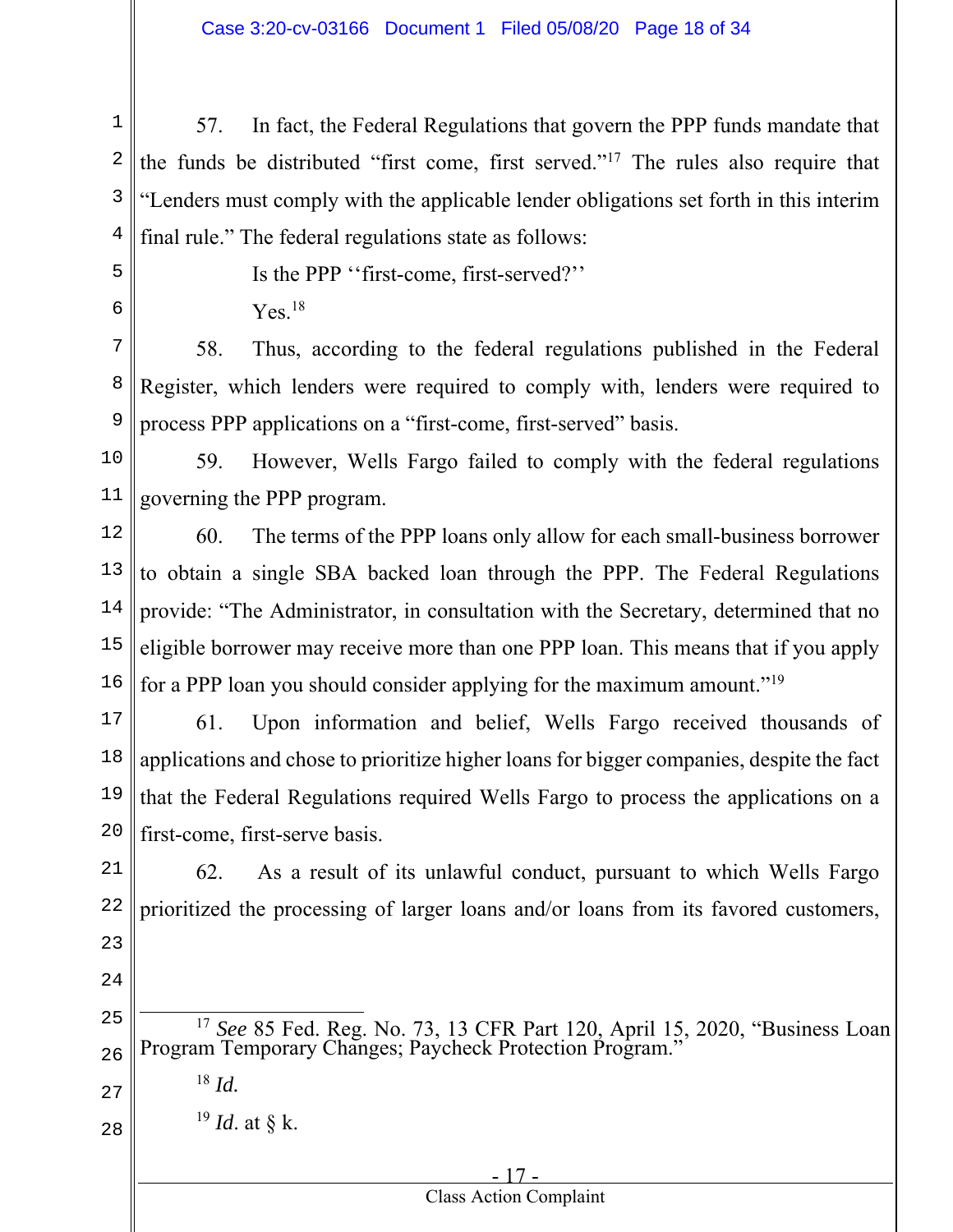57. In fact, the Federal Regulations that govern the PPP funds mandate that the funds be distributed "first come, first served."[17] The rules also require that "Lenders must comply with the applicable lender obligations set forth in this interim final rule." The federal regulations state as follows:

> Is the PPP ''first-come, first-served?''
>
> Yes.[18]

58. Thus, according to the federal regulations published in the Federal Register, which lenders were required to comply with, lenders were required to process PPP applications on a "first-come, first-served" basis.

59. However, Wells Fargo failed to comply with the federal regulations governing the PPP program.

60. The terms of the PPP loans only allow for each small-business borrower to obtain a single SBA backed loan through the PPP. The Federal Regulations provide: "The Administrator, in consultation with the Secretary, determined that no eligible borrower may receive more than one PPP loan. This means that if you apply for a PPP loan you should consider applying for the maximum amount."[19]

61. Upon information and belief, Wells Fargo received thousands of applications and chose to prioritize higher loans for bigger companies, despite the fact that the Federal Regulations required Wells Fargo to process the applications on a first-come, first-serve basis.

62. As a result of its unlawful conduct, pursuant to which Wells Fargo prioritized the processing of larger loans and/or loans from its favored customers,

---

[17] *See* 85 Fed. Reg. No. 73, 13 CFR Part 120, April 15, 2020, "Business Loan Program Temporary Changes; Paycheck Protection Program."

[18] *Id.*

[19] *Id*. at § k.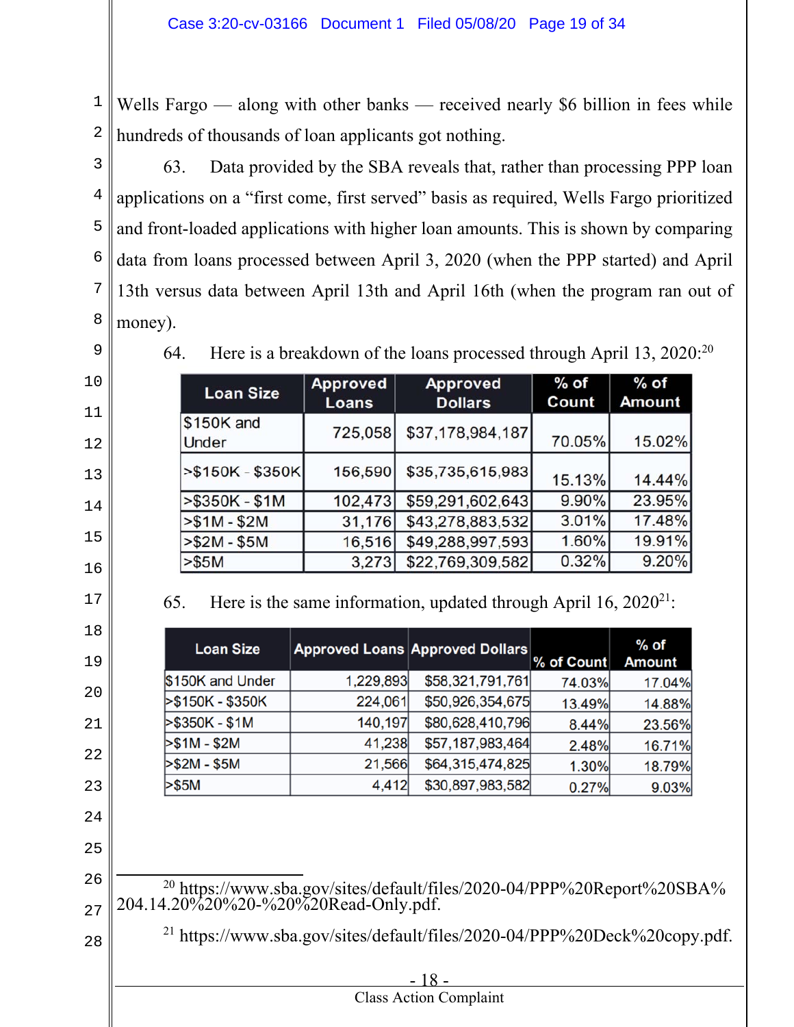Wells Fargo — along with other banks — received nearly $6 billion in fees while hundreds of thousands of loan applicants got nothing.

63. Data provided by the SBA reveals that, rather than processing PPP loan applications on a "first come, first served" basis as required, Wells Fargo prioritized and front-loaded applications with higher loan amounts. This is shown by comparing data from loans processed between April 3, 2020 (when the PPP started) and April 13th versus data between April 13th and April 16th (when the program ran out of money).

64. Here is a breakdown of the loans processed through April 13, 2020:[20]

| Loan Size | Approved Loans | Approved Dollars | % of Count | % of Amount |
|---|---|---|---|---|
| $150K and Under | 725,058 | $37,178,984,187 | 70.05% | 15.02% |
| >$150K - $350K | 156,590 | $35,735,615,983 | 15.13% | 14.44% |
| >$350K - $1M | 102,473 | $59,291,602,643 | 9.90% | 23.95% |
| >$1M - $2M | 31,176 | $43,278,883,532 | 3.01% | 17.48% |
| >$2M - $5M | 16,516 | $49,288,997,593 | 1.60% | 19.91% |
| >$5M | 3,273 | $22,769,309,582 | 0.32% | 9.20% |

65. Here is the same information, updated through April 16, 2020[21]:

| Loan Size | Approved Loans | Approved Dollars | % of Count | % of Amount |
|---|---|---|---|---|
| $150K and Under | 1,229,893 | $58,321,791,761 | 74.03% | 17.04% |
| >$150K - $350K | 224,061 | $50,926,354,675 | 13.49% | 14.88% |
| >$350K - $1M | 140,197 | $80,628,410,796 | 8.44% | 23.56% |
| >$1M - $2M | 41,238 | $57,187,983,464 | 2.48% | 16.71% |
| >$2M - $5M | 21,566 | $64,315,474,825 | 1.30% | 18.79% |
| >$5M | 4,412 | $30,897,983,582 | 0.27% | 9.03% |

[20] https://www.sba.gov/sites/default/files/2020-04/PPP%20Report%20SBA%204.14.20%20%20-%20%20Read-Only.pdf.

[21] https://www.sba.gov/sites/default/files/2020-04/PPP%20Deck%20copy.pdf.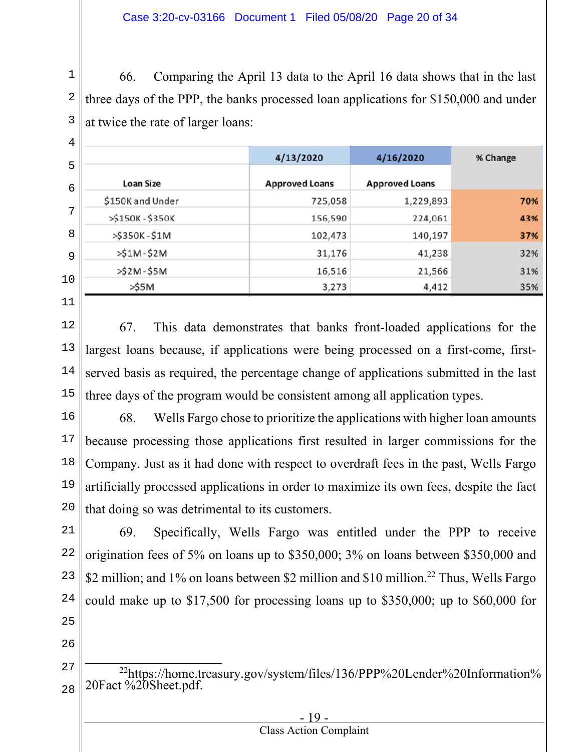66. Comparing the April 13 data to the April 16 data shows that in the last three days of the PPP, the banks processed loan applications for $150,000 and under at twice the rate of larger loans:

| | 4/13/2020 | 4/16/2020 | % Change |
|---|---|---|---|
| Loan Size | Approved Loans | Approved Loans | |
| $150K and Under | 725,058 | 1,229,893 | 70% |
| >$150K - $350K | 156,590 | 224,061 | 43% |
| >$350K - $1M | 102,473 | 140,197 | 37% |
| >$1M - $2M | 31,176 | 41,238 | 32% |
| >$2M - $5M | 16,516 | 21,566 | 31% |
| >$5M | 3,273 | 4,412 | 35% |

67. This data demonstrates that banks front-loaded applications for the largest loans because, if applications were being processed on a first-come, first-served basis as required, the percentage change of applications submitted in the last three days of the program would be consistent among all application types.

68. Wells Fargo chose to prioritize the applications with higher loan amounts because processing those applications first resulted in larger commissions for the Company. Just as it had done with respect to overdraft fees in the past, Wells Fargo artificially processed applications in order to maximize its own fees, despite the fact that doing so was detrimental to its customers.

69. Specifically, Wells Fargo was entitled under the PPP to receive origination fees of 5% on loans up to $350,000; 3% on loans between $350,000 and $2 million; and 1% on loans between $2 million and $10 million.[22] Thus, Wells Fargo could make up to $17,500 for processing loans up to $350,000; up to $60,000 for

[22] https://home.treasury.gov/system/files/136/PPP%20Lender%20Information%20Fact %20Sheet.pdf.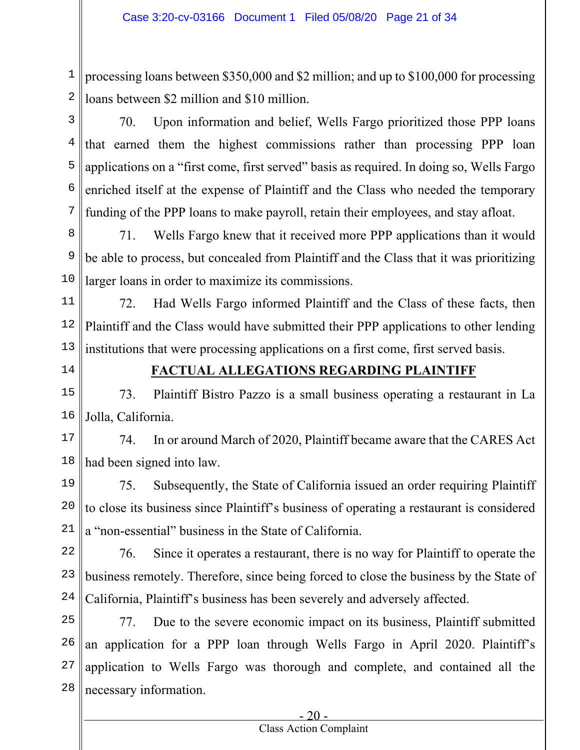processing loans between $350,000 and $2 million; and up to $100,000 for processing loans between $2 million and $10 million.

70. Upon information and belief, Wells Fargo prioritized those PPP loans that earned them the highest commissions rather than processing PPP loan applications on a "first come, first served" basis as required. In doing so, Wells Fargo enriched itself at the expense of Plaintiff and the Class who needed the temporary funding of the PPP loans to make payroll, retain their employees, and stay afloat.

71. Wells Fargo knew that it received more PPP applications than it would be able to process, but concealed from Plaintiff and the Class that it was prioritizing larger loans in order to maximize its commissions.

72. Had Wells Fargo informed Plaintiff and the Class of these facts, then Plaintiff and the Class would have submitted their PPP applications to other lending institutions that were processing applications on a first come, first served basis.

## FACTUAL ALLEGATIONS REGARDING PLAINTIFF

73. Plaintiff Bistro Pazzo is a small business operating a restaurant in La Jolla, California.

74. In or around March of 2020, Plaintiff became aware that the CARES Act had been signed into law.

75. Subsequently, the State of California issued an order requiring Plaintiff to close its business since Plaintiff's business of operating a restaurant is considered a "non-essential" business in the State of California.

76. Since it operates a restaurant, there is no way for Plaintiff to operate the business remotely. Therefore, since being forced to close the business by the State of California, Plaintiff's business has been severely and adversely affected.

77. Due to the severe economic impact on its business, Plaintiff submitted an application for a PPP loan through Wells Fargo in April 2020. Plaintiff's application to Wells Fargo was thorough and complete, and contained all the necessary information.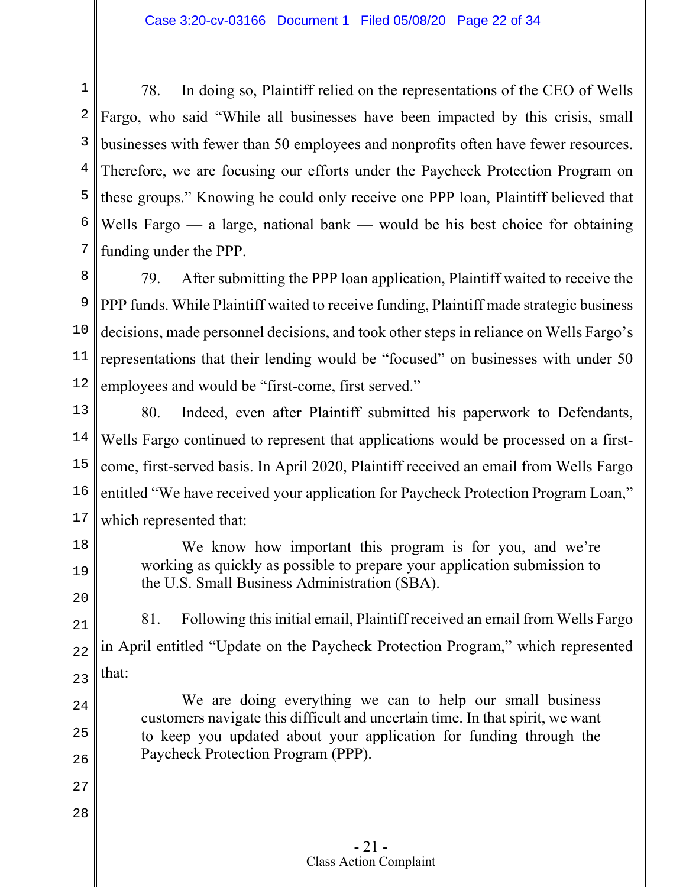78. In doing so, Plaintiff relied on the representations of the CEO of Wells Fargo, who said "While all businesses have been impacted by this crisis, small businesses with fewer than 50 employees and nonprofits often have fewer resources. Therefore, we are focusing our efforts under the Paycheck Protection Program on these groups." Knowing he could only receive one PPP loan, Plaintiff believed that Wells Fargo — a large, national bank — would be his best choice for obtaining funding under the PPP.

79. After submitting the PPP loan application, Plaintiff waited to receive the PPP funds. While Plaintiff waited to receive funding, Plaintiff made strategic business decisions, made personnel decisions, and took other steps in reliance on Wells Fargo's representations that their lending would be "focused" on businesses with under 50 employees and would be "first-come, first served."

80. Indeed, even after Plaintiff submitted his paperwork to Defendants, Wells Fargo continued to represent that applications would be processed on a first-come, first-served basis. In April 2020, Plaintiff received an email from Wells Fargo entitled "We have received your application for Paycheck Protection Program Loan," which represented that:

> We know how important this program is for you, and we're working as quickly as possible to prepare your application submission to the U.S. Small Business Administration (SBA).

81. Following this initial email, Plaintiff received an email from Wells Fargo in April entitled "Update on the Paycheck Protection Program," which represented that:

> We are doing everything we can to help our small business customers navigate this difficult and uncertain time. In that spirit, we want to keep you updated about your application for funding through the Paycheck Protection Program (PPP).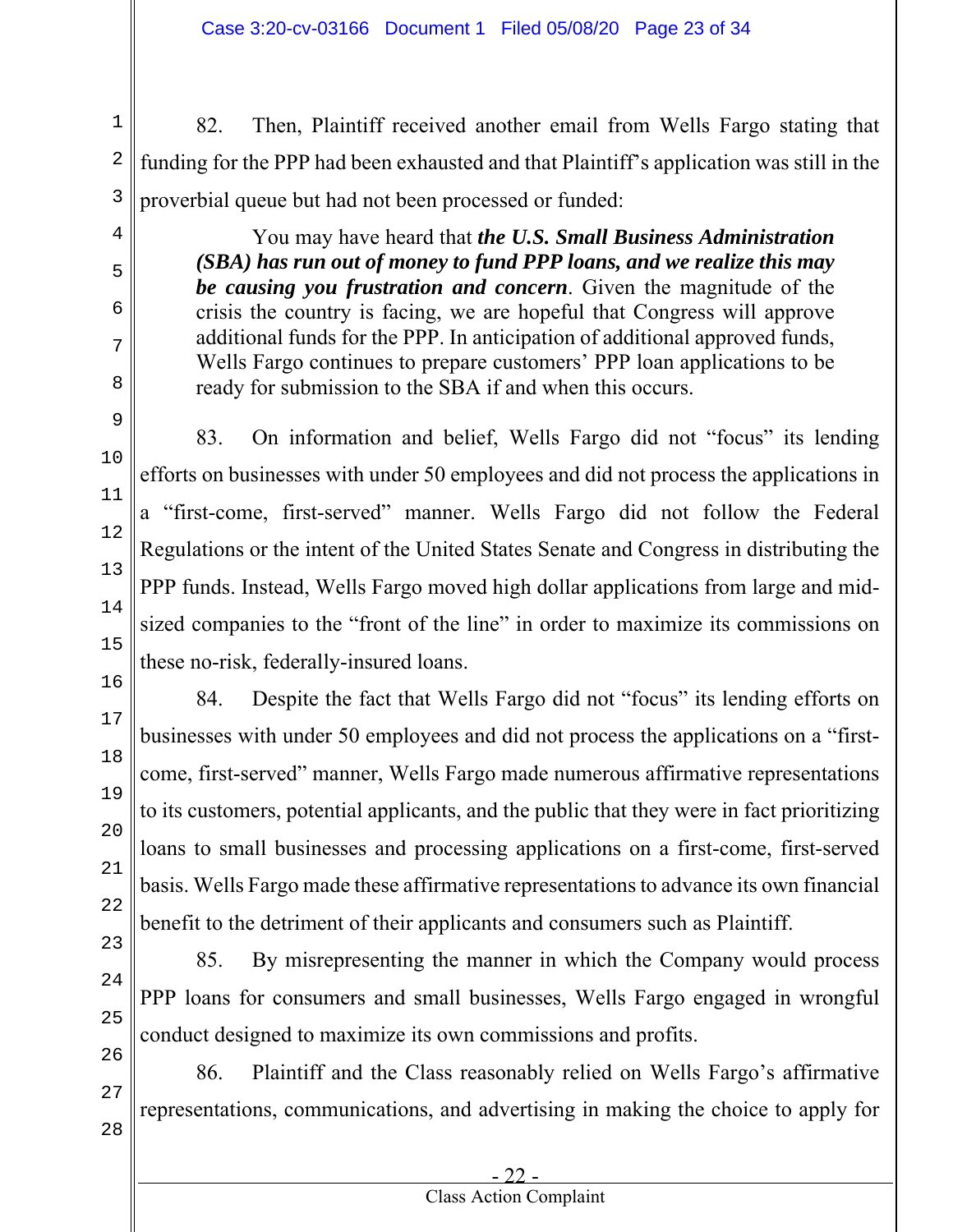82. Then, Plaintiff received another email from Wells Fargo stating that funding for the PPP had been exhausted and that Plaintiff's application was still in the proverbial queue but had not been processed or funded:

> You may have heard that ***the U.S. Small Business Administration (SBA) has run out of money to fund PPP loans, and we realize this may be causing you frustration and concern***. Given the magnitude of the crisis the country is facing, we are hopeful that Congress will approve additional funds for the PPP. In anticipation of additional approved funds, Wells Fargo continues to prepare customers' PPP loan applications to be ready for submission to the SBA if and when this occurs.

83. On information and belief, Wells Fargo did not "focus" its lending efforts on businesses with under 50 employees and did not process the applications in a "first-come, first-served" manner. Wells Fargo did not follow the Federal Regulations or the intent of the United States Senate and Congress in distributing the PPP funds. Instead, Wells Fargo moved high dollar applications from large and mid-sized companies to the "front of the line" in order to maximize its commissions on these no-risk, federally-insured loans.

84. Despite the fact that Wells Fargo did not "focus" its lending efforts on businesses with under 50 employees and did not process the applications on a "first-come, first-served" manner, Wells Fargo made numerous affirmative representations to its customers, potential applicants, and the public that they were in fact prioritizing loans to small businesses and processing applications on a first-come, first-served basis. Wells Fargo made these affirmative representations to advance its own financial benefit to the detriment of their applicants and consumers such as Plaintiff.

85. By misrepresenting the manner in which the Company would process PPP loans for consumers and small businesses, Wells Fargo engaged in wrongful conduct designed to maximize its own commissions and profits.

86. Plaintiff and the Class reasonably relied on Wells Fargo's affirmative representations, communications, and advertising in making the choice to apply for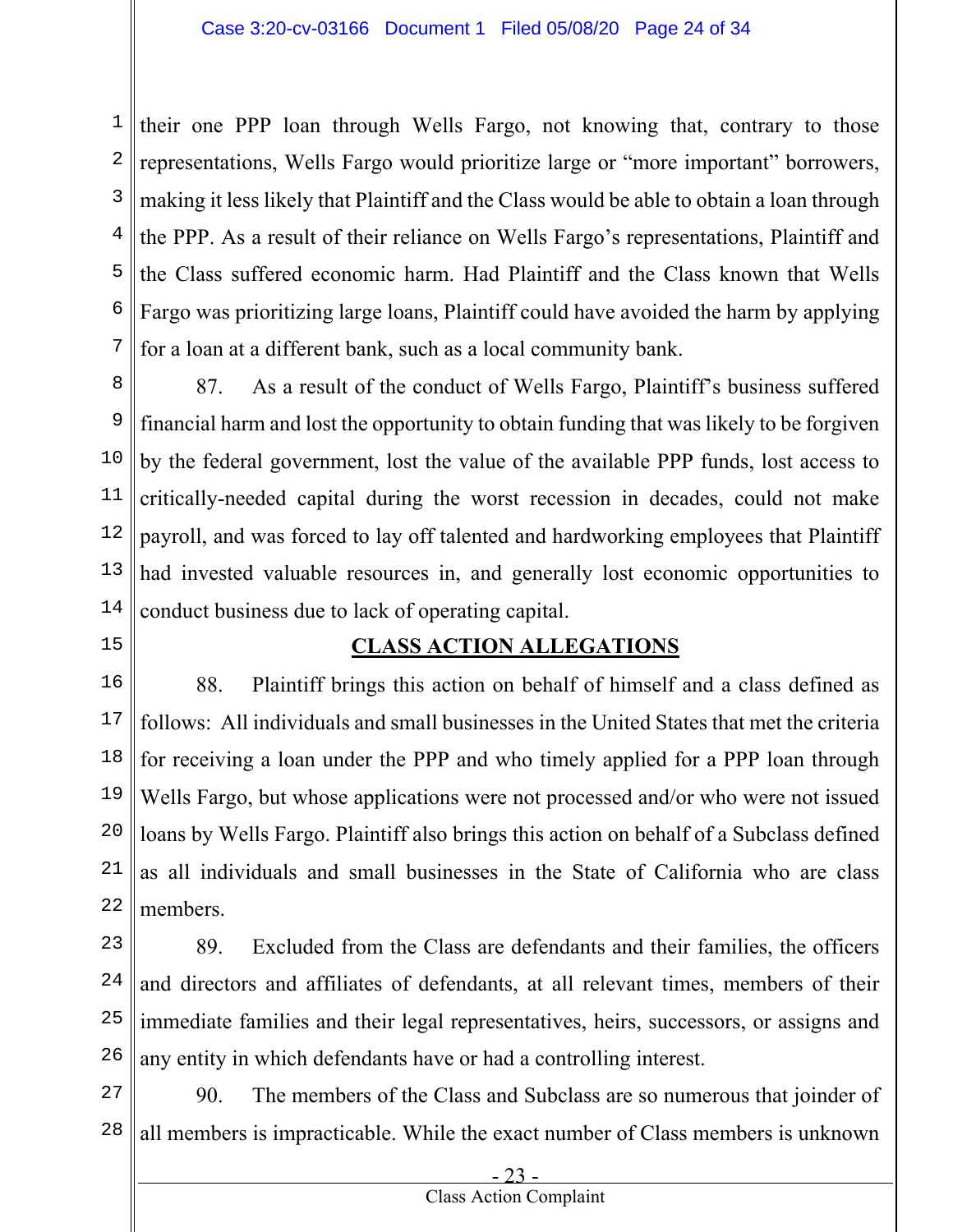their one PPP loan through Wells Fargo, not knowing that, contrary to those representations, Wells Fargo would prioritize large or "more important" borrowers, making it less likely that Plaintiff and the Class would be able to obtain a loan through the PPP. As a result of their reliance on Wells Fargo's representations, Plaintiff and the Class suffered economic harm. Had Plaintiff and the Class known that Wells Fargo was prioritizing large loans, Plaintiff could have avoided the harm by applying for a loan at a different bank, such as a local community bank.

87. As a result of the conduct of Wells Fargo, Plaintiff's business suffered financial harm and lost the opportunity to obtain funding that was likely to be forgiven by the federal government, lost the value of the available PPP funds, lost access to critically-needed capital during the worst recession in decades, could not make payroll, and was forced to lay off talented and hardworking employees that Plaintiff had invested valuable resources in, and generally lost economic opportunities to conduct business due to lack of operating capital.

## CLASS ACTION ALLEGATIONS

88. Plaintiff brings this action on behalf of himself and a class defined as follows: All individuals and small businesses in the United States that met the criteria for receiving a loan under the PPP and who timely applied for a PPP loan through Wells Fargo, but whose applications were not processed and/or who were not issued loans by Wells Fargo. Plaintiff also brings this action on behalf of a Subclass defined as all individuals and small businesses in the State of California who are class members.

89. Excluded from the Class are defendants and their families, the officers and directors and affiliates of defendants, at all relevant times, members of their immediate families and their legal representatives, heirs, successors, or assigns and any entity in which defendants have or had a controlling interest.

90. The members of the Class and Subclass are so numerous that joinder of all members is impracticable. While the exact number of Class members is unknown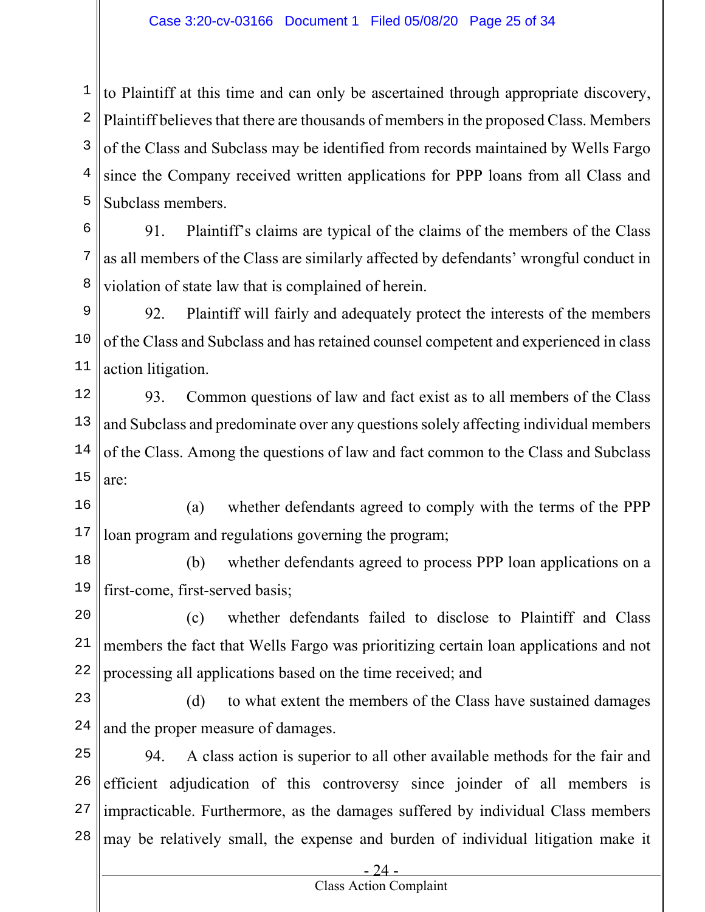to Plaintiff at this time and can only be ascertained through appropriate discovery, Plaintiff believes that there are thousands of members in the proposed Class. Members of the Class and Subclass may be identified from records maintained by Wells Fargo since the Company received written applications for PPP loans from all Class and Subclass members.

91. Plaintiff's claims are typical of the claims of the members of the Class as all members of the Class are similarly affected by defendants' wrongful conduct in violation of state law that is complained of herein.

92. Plaintiff will fairly and adequately protect the interests of the members of the Class and Subclass and has retained counsel competent and experienced in class action litigation.

93. Common questions of law and fact exist as to all members of the Class and Subclass and predominate over any questions solely affecting individual members of the Class. Among the questions of law and fact common to the Class and Subclass are:

(a) whether defendants agreed to comply with the terms of the PPP loan program and regulations governing the program;

(b) whether defendants agreed to process PPP loan applications on a first-come, first-served basis;

(c) whether defendants failed to disclose to Plaintiff and Class members the fact that Wells Fargo was prioritizing certain loan applications and not processing all applications based on the time received; and

(d) to what extent the members of the Class have sustained damages and the proper measure of damages.

94. A class action is superior to all other available methods for the fair and efficient adjudication of this controversy since joinder of all members is impracticable. Furthermore, as the damages suffered by individual Class members may be relatively small, the expense and burden of individual litigation make it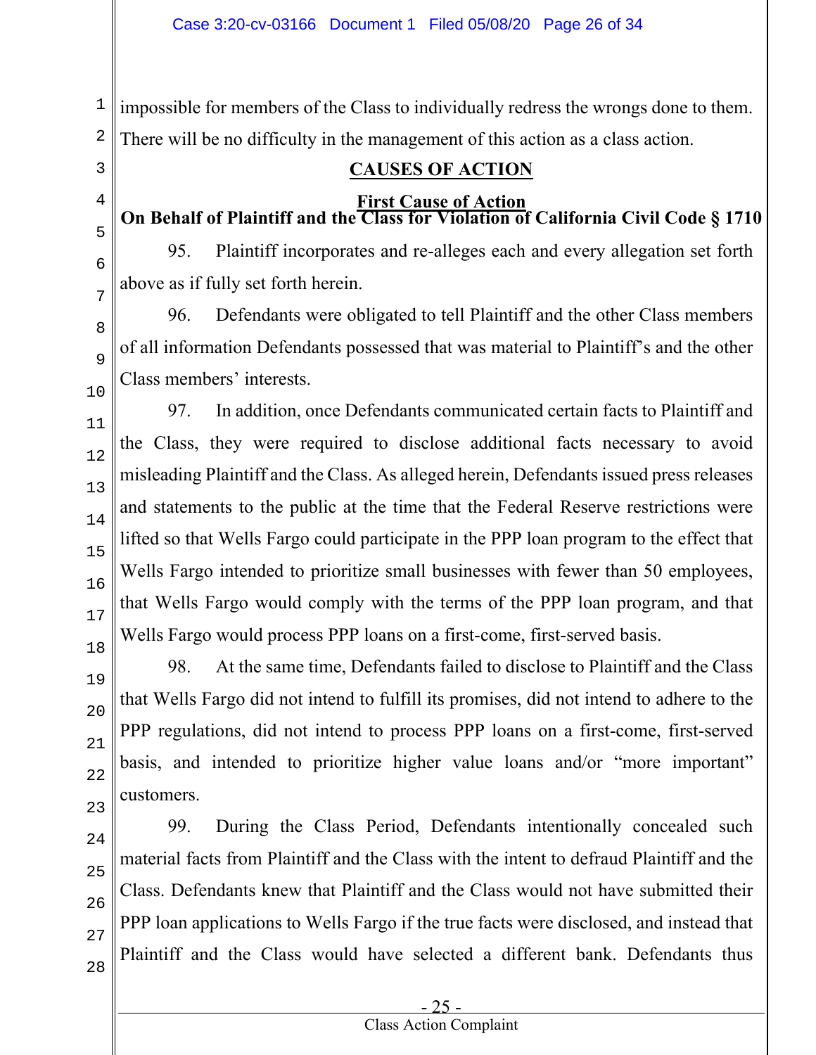impossible for members of the Class to individually redress the wrongs done to them. There will be no difficulty in the management of this action as a class action.

## CAUSES OF ACTION

### First Cause of Action
### On Behalf of Plaintiff and the Class for Violation of California Civil Code § 1710

95. Plaintiff incorporates and re-alleges each and every allegation set forth above as if fully set forth herein.

96. Defendants were obligated to tell Plaintiff and the other Class members of all information Defendants possessed that was material to Plaintiff's and the other Class members' interests.

97. In addition, once Defendants communicated certain facts to Plaintiff and the Class, they were required to disclose additional facts necessary to avoid misleading Plaintiff and the Class. As alleged herein, Defendants issued press releases and statements to the public at the time that the Federal Reserve restrictions were lifted so that Wells Fargo could participate in the PPP loan program to the effect that Wells Fargo intended to prioritize small businesses with fewer than 50 employees, that Wells Fargo would comply with the terms of the PPP loan program, and that Wells Fargo would process PPP loans on a first-come, first-served basis.

98. At the same time, Defendants failed to disclose to Plaintiff and the Class that Wells Fargo did not intend to fulfill its promises, did not intend to adhere to the PPP regulations, did not intend to process PPP loans on a first-come, first-served basis, and intended to prioritize higher value loans and/or "more important" customers.

99. During the Class Period, Defendants intentionally concealed such material facts from Plaintiff and the Class with the intent to defraud Plaintiff and the Class. Defendants knew that Plaintiff and the Class would not have submitted their PPP loan applications to Wells Fargo if the true facts were disclosed, and instead that Plaintiff and the Class would have selected a different bank. Defendants thus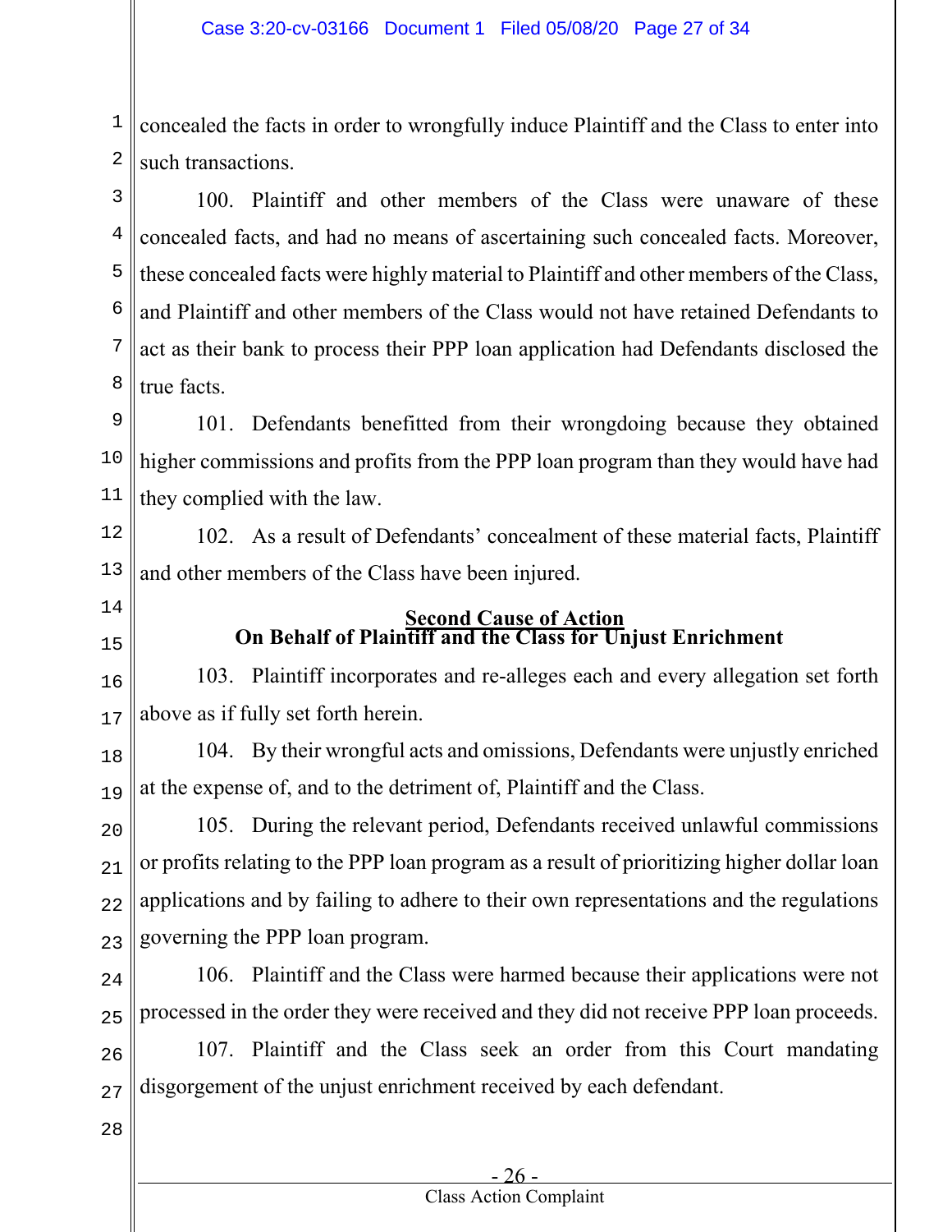concealed the facts in order to wrongfully induce Plaintiff and the Class to enter into such transactions.

100. Plaintiff and other members of the Class were unaware of these concealed facts, and had no means of ascertaining such concealed facts. Moreover, these concealed facts were highly material to Plaintiff and other members of the Class, and Plaintiff and other members of the Class would not have retained Defendants to act as their bank to process their PPP loan application had Defendants disclosed the true facts.

101. Defendants benefitted from their wrongdoing because they obtained higher commissions and profits from the PPP loan program than they would have had they complied with the law.

102. As a result of Defendants' concealment of these material facts, Plaintiff and other members of the Class have been injured.

## Second Cause of Action
## On Behalf of Plaintiff and the Class for Unjust Enrichment

103. Plaintiff incorporates and re-alleges each and every allegation set forth above as if fully set forth herein.

104. By their wrongful acts and omissions, Defendants were unjustly enriched at the expense of, and to the detriment of, Plaintiff and the Class.

105. During the relevant period, Defendants received unlawful commissions or profits relating to the PPP loan program as a result of prioritizing higher dollar loan applications and by failing to adhere to their own representations and the regulations governing the PPP loan program.

106. Plaintiff and the Class were harmed because their applications were not processed in the order they were received and they did not receive PPP loan proceeds.

107. Plaintiff and the Class seek an order from this Court mandating disgorgement of the unjust enrichment received by each defendant.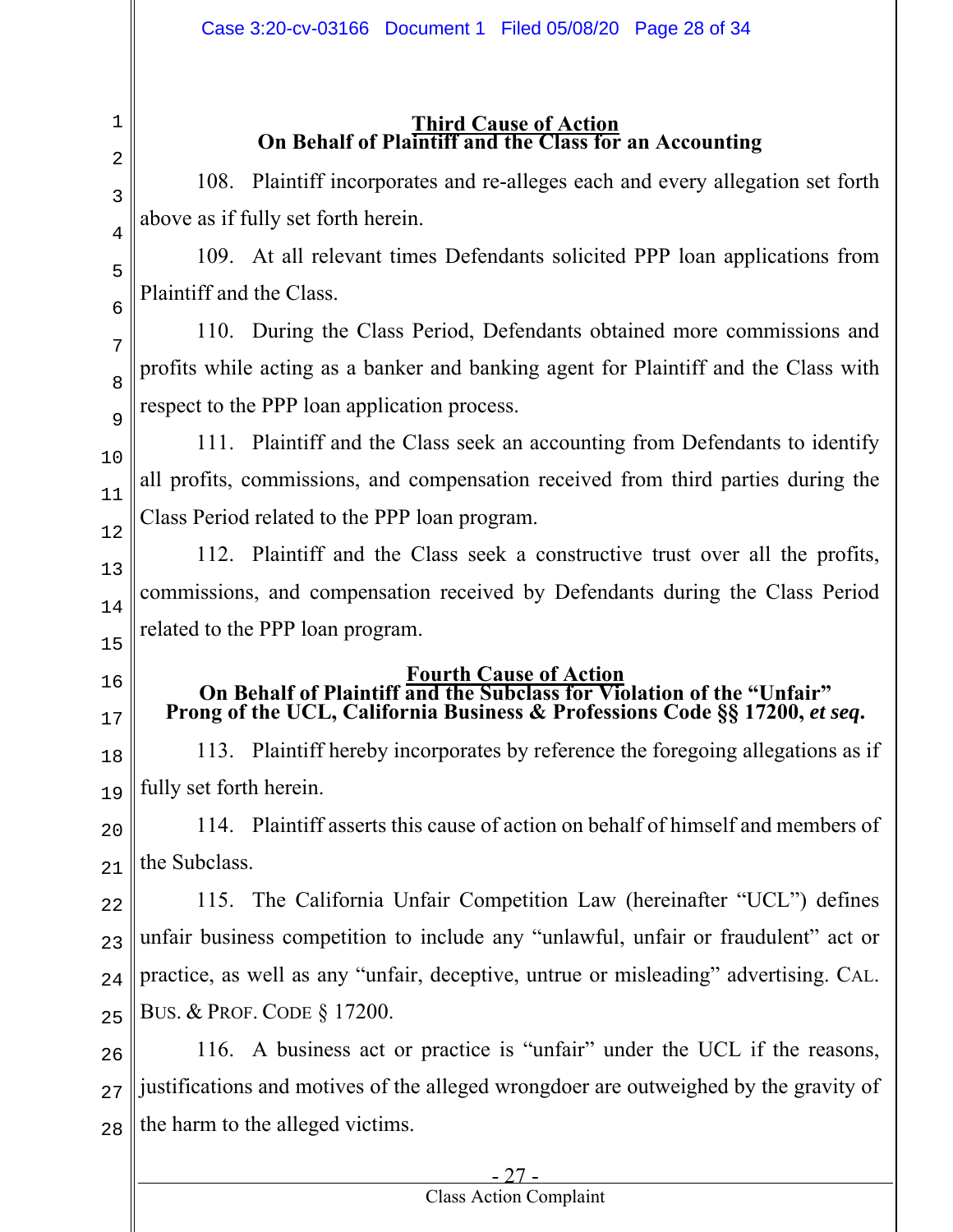## Third Cause of Action
## On Behalf of Plaintiff and the Class for an Accounting

108. Plaintiff incorporates and re-alleges each and every allegation set forth above as if fully set forth herein.

109. At all relevant times Defendants solicited PPP loan applications from Plaintiff and the Class.

110. During the Class Period, Defendants obtained more commissions and profits while acting as a banker and banking agent for Plaintiff and the Class with respect to the PPP loan application process.

111. Plaintiff and the Class seek an accounting from Defendants to identify all profits, commissions, and compensation received from third parties during the Class Period related to the PPP loan program.

112. Plaintiff and the Class seek a constructive trust over all the profits, commissions, and compensation received by Defendants during the Class Period related to the PPP loan program.

## Fourth Cause of Action
## On Behalf of Plaintiff and the Subclass for Violation of the "Unfair" Prong of the UCL, California Business & Professions Code §§ 17200, *et seq.*

113. Plaintiff hereby incorporates by reference the foregoing allegations as if fully set forth herein.

114. Plaintiff asserts this cause of action on behalf of himself and members of the Subclass.

115. The California Unfair Competition Law (hereinafter "UCL") defines unfair business competition to include any "unlawful, unfair or fraudulent" act or practice, as well as any "unfair, deceptive, untrue or misleading" advertising. CAL. BUS. & PROF. CODE § 17200.

116. A business act or practice is "unfair" under the UCL if the reasons, justifications and motives of the alleged wrongdoer are outweighed by the gravity of the harm to the alleged victims.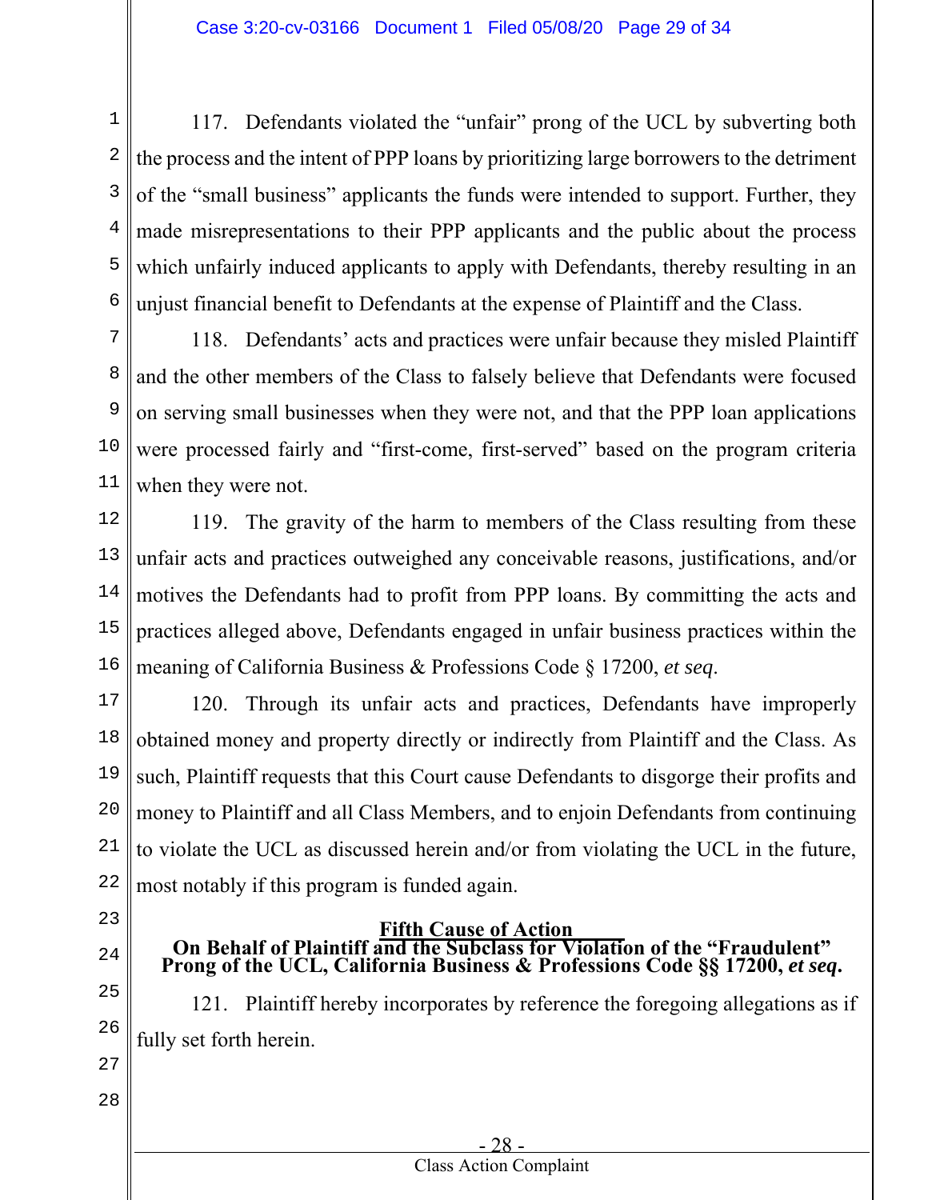117. Defendants violated the "unfair" prong of the UCL by subverting both the process and the intent of PPP loans by prioritizing large borrowers to the detriment of the "small business" applicants the funds were intended to support. Further, they made misrepresentations to their PPP applicants and the public about the process which unfairly induced applicants to apply with Defendants, thereby resulting in an unjust financial benefit to Defendants at the expense of Plaintiff and the Class.

118. Defendants' acts and practices were unfair because they misled Plaintiff and the other members of the Class to falsely believe that Defendants were focused on serving small businesses when they were not, and that the PPP loan applications were processed fairly and "first-come, first-served" based on the program criteria when they were not.

119. The gravity of the harm to members of the Class resulting from these unfair acts and practices outweighed any conceivable reasons, justifications, and/or motives the Defendants had to profit from PPP loans. By committing the acts and practices alleged above, Defendants engaged in unfair business practices within the meaning of California Business & Professions Code § 17200, *et seq*.

120. Through its unfair acts and practices, Defendants have improperly obtained money and property directly or indirectly from Plaintiff and the Class. As such, Plaintiff requests that this Court cause Defendants to disgorge their profits and money to Plaintiff and all Class Members, and to enjoin Defendants from continuing to violate the UCL as discussed herein and/or from violating the UCL in the future, most notably if this program is funded again.

**Fifth Cause of Action**
**On Behalf of Plaintiff and the Subclass for Violation of the "Fraudulent" Prong of the UCL, California Business & Professions Code §§ 17200, *et seq*.**

121. Plaintiff hereby incorporates by reference the foregoing allegations as if fully set forth herein.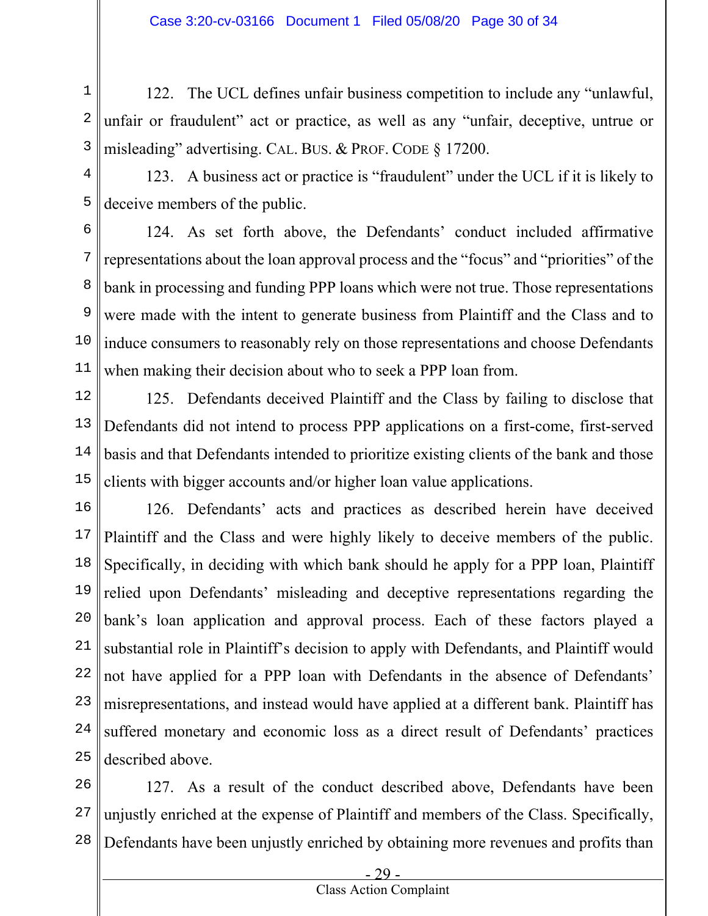122. The UCL defines unfair business competition to include any "unlawful, unfair or fraudulent" act or practice, as well as any "unfair, deceptive, untrue or misleading" advertising. CAL. BUS. & PROF. CODE § 17200.

123. A business act or practice is "fraudulent" under the UCL if it is likely to deceive members of the public.

124. As set forth above, the Defendants' conduct included affirmative representations about the loan approval process and the "focus" and "priorities" of the bank in processing and funding PPP loans which were not true. Those representations were made with the intent to generate business from Plaintiff and the Class and to induce consumers to reasonably rely on those representations and choose Defendants when making their decision about who to seek a PPP loan from.

125. Defendants deceived Plaintiff and the Class by failing to disclose that Defendants did not intend to process PPP applications on a first-come, first-served basis and that Defendants intended to prioritize existing clients of the bank and those clients with bigger accounts and/or higher loan value applications.

126. Defendants' acts and practices as described herein have deceived Plaintiff and the Class and were highly likely to deceive members of the public. Specifically, in deciding with which bank should he apply for a PPP loan, Plaintiff relied upon Defendants' misleading and deceptive representations regarding the bank's loan application and approval process. Each of these factors played a substantial role in Plaintiff's decision to apply with Defendants, and Plaintiff would not have applied for a PPP loan with Defendants in the absence of Defendants' misrepresentations, and instead would have applied at a different bank. Plaintiff has suffered monetary and economic loss as a direct result of Defendants' practices described above.

127. As a result of the conduct described above, Defendants have been unjustly enriched at the expense of Plaintiff and members of the Class. Specifically, Defendants have been unjustly enriched by obtaining more revenues and profits than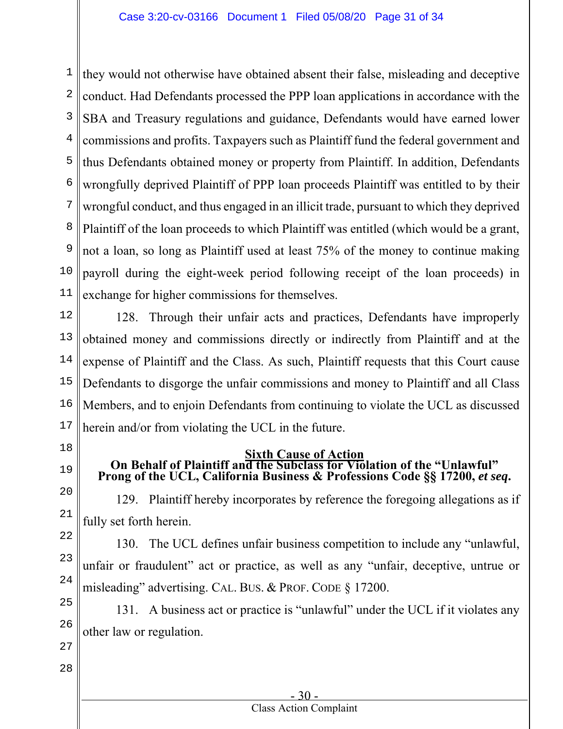they would not otherwise have obtained absent their false, misleading and deceptive conduct. Had Defendants processed the PPP loan applications in accordance with the SBA and Treasury regulations and guidance, Defendants would have earned lower commissions and profits. Taxpayers such as Plaintiff fund the federal government and thus Defendants obtained money or property from Plaintiff. In addition, Defendants wrongfully deprived Plaintiff of PPP loan proceeds Plaintiff was entitled to by their wrongful conduct, and thus engaged in an illicit trade, pursuant to which they deprived Plaintiff of the loan proceeds to which Plaintiff was entitled (which would be a grant, not a loan, so long as Plaintiff used at least 75% of the money to continue making payroll during the eight-week period following receipt of the loan proceeds) in exchange for higher commissions for themselves.

128. Through their unfair acts and practices, Defendants have improperly obtained money and commissions directly or indirectly from Plaintiff and at the expense of Plaintiff and the Class. As such, Plaintiff requests that this Court cause Defendants to disgorge the unfair commissions and money to Plaintiff and all Class Members, and to enjoin Defendants from continuing to violate the UCL as discussed herein and/or from violating the UCL in the future.

## Sixth Cause of Action
**On Behalf of Plaintiff and the Subclass for Violation of the "Unlawful" Prong of the UCL, California Business & Professions Code §§ 17200, *et seq.***

129. Plaintiff hereby incorporates by reference the foregoing allegations as if fully set forth herein.

130. The UCL defines unfair business competition to include any "unlawful, unfair or fraudulent" act or practice, as well as any "unfair, deceptive, untrue or misleading" advertising. CAL. BUS. & PROF. CODE § 17200.

131. A business act or practice is "unlawful" under the UCL if it violates any other law or regulation.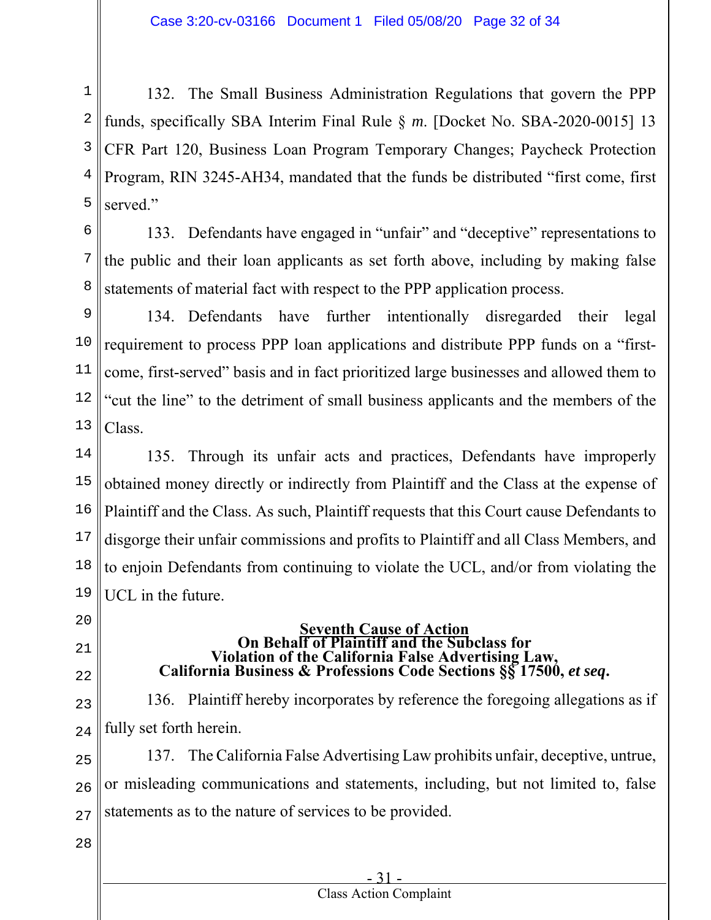132. The Small Business Administration Regulations that govern the PPP funds, specifically SBA Interim Final Rule § *m*. [Docket No. SBA-2020-0015] 13 CFR Part 120, Business Loan Program Temporary Changes; Paycheck Protection Program, RIN 3245-AH34, mandated that the funds be distributed "first come, first served."

133. Defendants have engaged in "unfair" and "deceptive" representations to the public and their loan applicants as set forth above, including by making false statements of material fact with respect to the PPP application process.

134. Defendants have further intentionally disregarded their legal requirement to process PPP loan applications and distribute PPP funds on a "first-come, first-served" basis and in fact prioritized large businesses and allowed them to "cut the line" to the detriment of small business applicants and the members of the Class.

135. Through its unfair acts and practices, Defendants have improperly obtained money directly or indirectly from Plaintiff and the Class at the expense of Plaintiff and the Class. As such, Plaintiff requests that this Court cause Defendants to disgorge their unfair commissions and profits to Plaintiff and all Class Members, and to enjoin Defendants from continuing to violate the UCL, and/or from violating the UCL in the future.

**Seventh Cause of Action**
**On Behalf of Plaintiff and the Subclass for**
**Violation of the California False Advertising Law,**
**California Business & Professions Code Sections §§ 17500, *et seq*.**

136. Plaintiff hereby incorporates by reference the foregoing allegations as if fully set forth herein.

137. The California False Advertising Law prohibits unfair, deceptive, untrue, or misleading communications and statements, including, but not limited to, false statements as to the nature of services to be provided.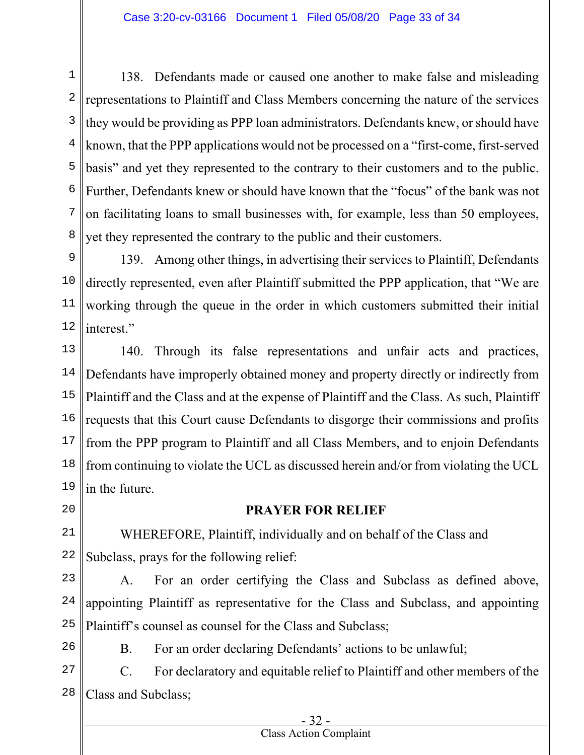138. Defendants made or caused one another to make false and misleading representations to Plaintiff and Class Members concerning the nature of the services they would be providing as PPP loan administrators. Defendants knew, or should have known, that the PPP applications would not be processed on a "first-come, first-served basis" and yet they represented to the contrary to their customers and to the public. Further, Defendants knew or should have known that the "focus" of the bank was not on facilitating loans to small businesses with, for example, less than 50 employees, yet they represented the contrary to the public and their customers.

139. Among other things, in advertising their services to Plaintiff, Defendants directly represented, even after Plaintiff submitted the PPP application, that "We are working through the queue in the order in which customers submitted their initial interest."

140. Through its false representations and unfair acts and practices, Defendants have improperly obtained money and property directly or indirectly from Plaintiff and the Class and at the expense of Plaintiff and the Class. As such, Plaintiff requests that this Court cause Defendants to disgorge their commissions and profits from the PPP program to Plaintiff and all Class Members, and to enjoin Defendants from continuing to violate the UCL as discussed herein and/or from violating the UCL in the future.

## PRAYER FOR RELIEF

WHEREFORE, Plaintiff, individually and on behalf of the Class and Subclass, prays for the following relief:

A. For an order certifying the Class and Subclass as defined above, appointing Plaintiff as representative for the Class and Subclass, and appointing Plaintiff's counsel as counsel for the Class and Subclass;

B. For an order declaring Defendants' actions to be unlawful;

C. For declaratory and equitable relief to Plaintiff and other members of the Class and Subclass;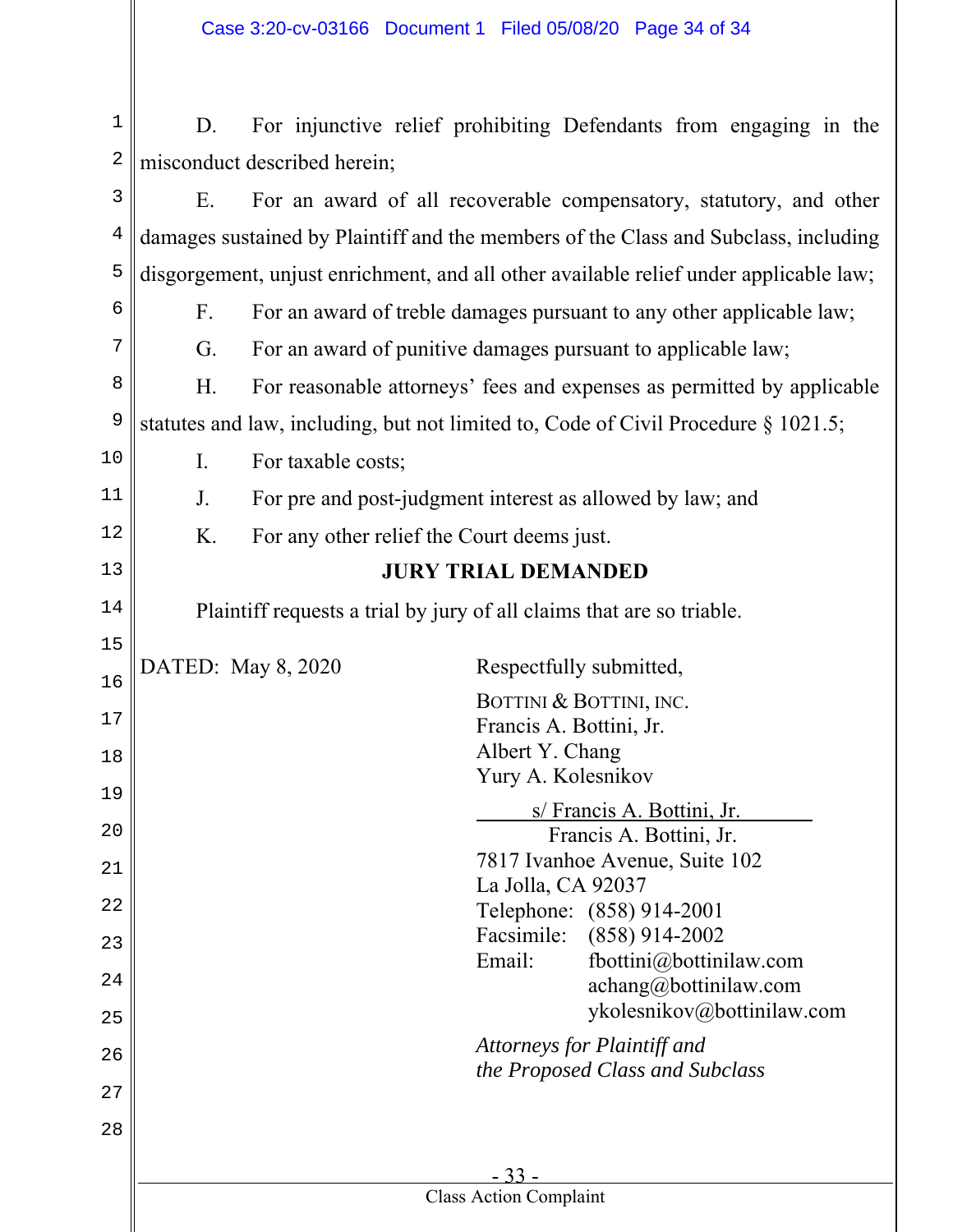D. For injunctive relief prohibiting Defendants from engaging in the misconduct described herein;

E. For an award of all recoverable compensatory, statutory, and other damages sustained by Plaintiff and the members of the Class and Subclass, including disgorgement, unjust enrichment, and all other available relief under applicable law;

F. For an award of treble damages pursuant to any other applicable law;

G. For an award of punitive damages pursuant to applicable law;

H. For reasonable attorneys' fees and expenses as permitted by applicable statutes and law, including, but not limited to, Code of Civil Procedure § 1021.5;

I. For taxable costs;

J. For pre and post-judgment interest as allowed by law; and

K. For any other relief the Court deems just.

**JURY TRIAL DEMANDED**

Plaintiff requests a trial by jury of all claims that are so triable.

DATED: May 8, 2020

Respectfully submitted,

BOTTINI & BOTTINI, INC.
Francis A. Bottini, Jr.
Albert Y. Chang
Yury A. Kolesnikov

s/ Francis A. Bottini, Jr.
Francis A. Bottini, Jr.
7817 Ivanhoe Avenue, Suite 102
La Jolla, CA 92037
Telephone: (858) 914-2001
Facsimile: (858) 914-2002
Email: fbottini@bottinilaw.com
achang@bottinilaw.com
ykolesnikov@bottinilaw.com

*Attorneys for Plaintiff and the Proposed Class and Subclass*

Class Action Complaint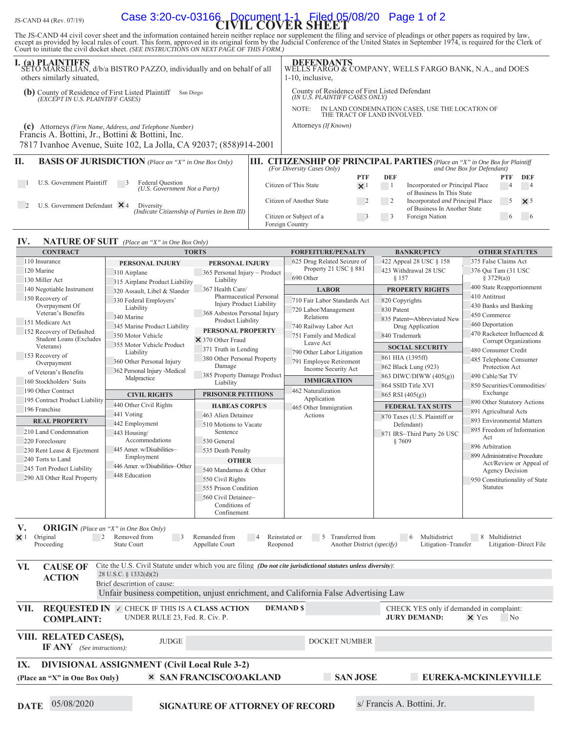JS-CAND 44 (Rev. 07/19)

# CIVIL COVER SHEET

The JS-CAND 44 civil cover sheet and the information contained herein neither replace nor supplement the filing and service of pleadings or other papers as required by law, except as provided by local rules of court. This form, approved in its original form by the Judicial Conference of the United States in September 1974, is required for the Clerk of Court to initiate the civil docket sheet. *(SEE INSTRUCTIONS ON NEXT PAGE OF THIS FORM.)*

## I. (a) PLAINTIFFS

SETO MARSELIAN, d/b/a BISTRO PAZZO, individually and on behalf of all others similarly situated,

**(b)** County of Residence of First Listed Plaintiff San Diego
*(EXCEPT IN U.S. PLAINTIFF CASES)*

**(c)** Attorneys *(Firm Name, Address, and Telephone Number)*
Francis A. Bottini, Jr., Bottini & Bottini, Inc.
7817 Ivanhoe Avenue, Suite 102, La Jolla, CA 92037; (858)914-2001

## DEFENDANTS

WELLS FARGO & COMPANY, WELLS FARGO BANK, N.A., and DOES 1-10, inclusive,

County of Residence of First Listed Defendant
*(IN U.S. PLAINTIFF CASES ONLY)*

NOTE: IN LAND CONDEMNATION CASES, USE THE LOCATION OF THE TRACT OF LAND INVOLVED.

Attorneys *(If Known)*

## II. BASIS OF JURISDICTION *(Place an "X" in One Box Only)*

- ☐ 1 U.S. Government Plaintiff
- ☐ 3 Federal Question *(U.S. Government Not a Party)*
- ☐ 2 U.S. Government Defendant
- ☒ 4 Diversity *(Indicate Citizenship of Parties in Item III)*

## III. CITIZENSHIP OF PRINCIPAL PARTIES *(Place an "X" in One Box for Plaintiff and One Box for Defendant)*
*(For Diversity Cases Only)*

| | PTF | DEF | | PTF | DEF |
|---|---|---|---|---|---|
| Citizen of This State | ☒ 1 | ☐ 1 | Incorporated *or* Principal Place of Business In This State | ☐ 4 | ☐ 4 |
| Citizen of Another State | ☐ 2 | ☐ 2 | Incorporated *and* Principal Place of Business In Another State | ☐ 5 | ☒ 5 |
| Citizen or Subject of a Foreign Country | ☐ 3 | ☐ 3 | Foreign Nation | ☐ 6 | ☐ 6 |

## IV. NATURE OF SUIT *(Place an "X" in One Box Only)*

**CONTRACT**
- 110 Insurance
- 120 Marine
- 130 Miller Act
- 140 Negotiable Instrument
- 150 Recovery of Overpayment Of Veteran's Benefits
- 151 Medicare Act
- 152 Recovery of Defaulted Student Loans (Excludes Veterans)
- 153 Recovery of Overpayment of Veteran's Benefits
- 160 Stockholders' Suits
- 190 Other Contract
- 195 Contract Product Liability
- 196 Franchise

**REAL PROPERTY**
- 210 Land Condemnation
- 220 Foreclosure
- 230 Rent Lease & Ejectment
- 240 Torts to Land
- 245 Tort Product Liability
- 290 All Other Real Property

**TORTS**

*PERSONAL INJURY*
- 310 Airplane
- 315 Airplane Product Liability
- 320 Assault, Libel & Slander
- 330 Federal Employers' Liability
- 340 Marine
- 345 Marine Product Liability
- 350 Motor Vehicle
- 355 Motor Vehicle Product Liability
- 360 Other Personal Injury
- 362 Personal Injury -Medical Malpractice

*PERSONAL INJURY*
- 365 Personal Injury – Product Liability
- 367 Health Care/ Pharmaceutical Personal Injury Product Liability
- 368 Asbestos Personal Injury Product Liability

*PERSONAL PROPERTY*
- ☒ 370 Other Fraud
- 371 Truth in Lending
- 380 Other Personal Property Damage
- 385 Property Damage Product Liability

**CIVIL RIGHTS**
- 440 Other Civil Rights
- 441 Voting
- 442 Employment
- 443 Housing/ Accommodations
- 445 Amer. w/Disabilities–Employment
- 446 Amer. w/Disabilities–Other
- 448 Education

**PRISONER PETITIONS**

*HABEAS CORPUS*
- 463 Alien Detainee
- 510 Motions to Vacate Sentence
- 530 General
- 535 Death Penalty

*OTHER*
- 540 Mandamus & Other
- 550 Civil Rights
- 555 Prison Condition
- 560 Civil Detainee– Conditions of Confinement

**FORFEITURE/PENALTY**
- 625 Drug Related Seizure of Property 21 USC § 881
- 690 Other

**LABOR**
- 710 Fair Labor Standards Act
- 720 Labor/Management Relations
- 740 Railway Labor Act
- 751 Family and Medical Leave Act
- 790 Other Labor Litigation
- 791 Employee Retirement Income Security Act

**IMMIGRATION**
- 462 Naturalization Application
- 465 Other Immigration Actions

**BANKRUPTCY**
- 422 Appeal 28 USC § 158
- 423 Withdrawal 28 USC § 157

**PROPERTY RIGHTS**
- 820 Copyrights
- 830 Patent
- 835 Patent─Abbreviated New Drug Application
- 840 Trademark

**SOCIAL SECURITY**
- 861 HIA (1395ff)
- 862 Black Lung (923)
- 863 DIWC/DIWW (405(g))
- 864 SSID Title XVI
- 865 RSI (405(g))

**FEDERAL TAX SUITS**
- 870 Taxes (U.S. Plaintiff or Defendant)
- 871 IRS–Third Party 26 USC § 7609

**OTHER STATUTES**
- 375 False Claims Act
- 376 Qui Tam (31 USC § 3729(a))
- 400 State Reapportionment
- 410 Antitrust
- 430 Banks and Banking
- 450 Commerce
- 460 Deportation
- 470 Racketeer Influenced & Corrupt Organizations
- 480 Consumer Credit
- 485 Telephone Consumer Protection Act
- 490 Cable/Sat TV
- 850 Securities/Commodities/ Exchange
- 890 Other Statutory Actions
- 891 Agricultural Acts
- 893 Environmental Matters
- 895 Freedom of Information Act
- 896 Arbitration
- 899 Administrative Procedure Act/Review or Appeal of Agency Decision
- 950 Constitutionality of State Statutes

## V. ORIGIN *(Place an "X" in One Box Only)*

- ☒ 1 Original Proceeding
- ☐ 2 Removed from State Court
- ☐ 3 Remanded from Appellate Court
- ☐ 4 Reinstated or Reopened
- ☐ 5 Transferred from Another District *(specify)*
- ☐ 6 Multidistrict Litigation–Transfer
- ☐ 8 Multidistrict Litigation–Direct File

## VI. CAUSE OF ACTION

Cite the U.S. Civil Statute under which you are filing *(Do not cite jurisdictional statutes unless diversity)*:
28 U.S.C. § 1332(d)(2)

Brief description of cause:
Unfair business competition, unjust enrichment, and California False Advertising Law

## VII. REQUESTED IN COMPLAINT:

✓ CHECK IF THIS IS A **CLASS ACTION** UNDER RULE 23, Fed. R. Civ. P.

**DEMAND $**

CHECK YES only if demanded in complaint:
**JURY DEMAND:** ☒ Yes ☐ No

## VIII. RELATED CASE(S), IF ANY *(See instructions)*:

JUDGE DOCKET NUMBER

## IX. DIVISIONAL ASSIGNMENT (Civil Local Rule 3-2)

**(Place an "X" in One Box Only)**
☒ **SAN FRANCISCO/OAKLAND** ☐ **SAN JOSE** ☐ **EUREKA-MCKINLEYVILLE**

**DATE** 05/08/2020 **SIGNATURE OF ATTORNEY OF RECORD** s/ Francis A. Bottini. Jr.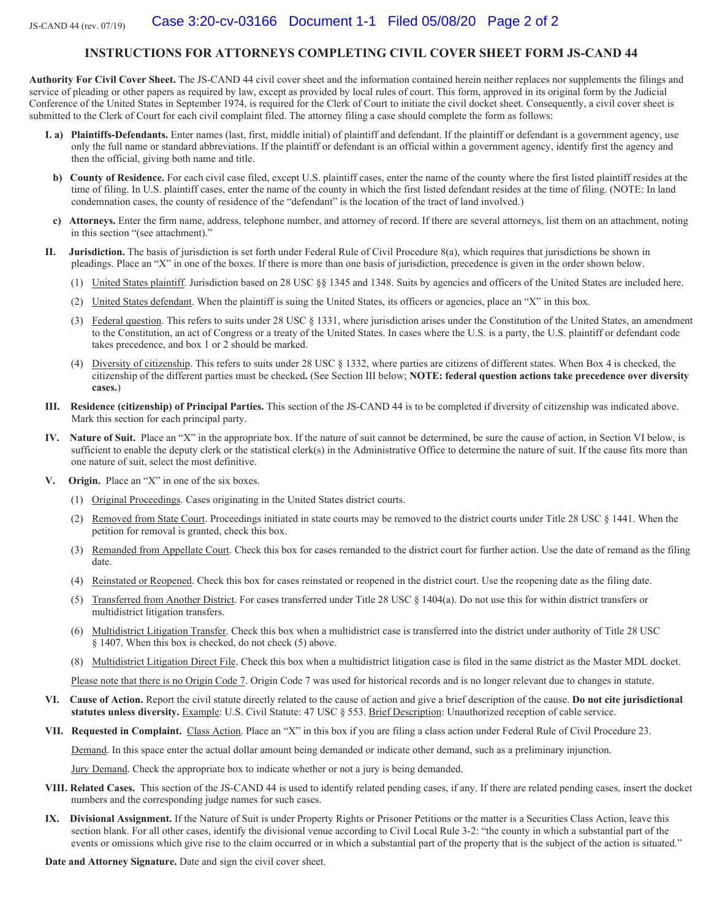# INSTRUCTIONS FOR ATTORNEYS COMPLETING CIVIL COVER SHEET FORM JS-CAND 44

**Authority For Civil Cover Sheet.** The JS-CAND 44 civil cover sheet and the information contained herein neither replaces nor supplements the filings and service of pleading or other papers as required by law, except as provided by local rules of court. This form, approved in its original form by the Judicial Conference of the United States in September 1974, is required for the Clerk of Court to initiate the civil docket sheet. Consequently, a civil cover sheet is submitted to the Clerk of Court for each civil complaint filed. The attorney filing a case should complete the form as follows:

**I. a) Plaintiffs-Defendants.** Enter names (last, first, middle initial) of plaintiff and defendant. If the plaintiff or defendant is a government agency, use only the full name or standard abbreviations. If the plaintiff or defendant is an official within a government agency, identify first the agency and then the official, giving both name and title.

**b) County of Residence.** For each civil case filed, except U.S. plaintiff cases, enter the name of the county where the first listed plaintiff resides at the time of filing. In U.S. plaintiff cases, enter the name of the county in which the first listed defendant resides at the time of filing. (NOTE: In land condemnation cases, the county of residence of the "defendant" is the location of the tract of land involved.)

**c) Attorneys.** Enter the firm name, address, telephone number, and attorney of record. If there are several attorneys, list them on an attachment, noting in this section "(see attachment)."

**II. Jurisdiction.** The basis of jurisdiction is set forth under Federal Rule of Civil Procedure 8(a), which requires that jurisdictions be shown in pleadings. Place an "X" in one of the boxes. If there is more than one basis of jurisdiction, precedence is given in the order shown below.

(1) United States plaintiff. Jurisdiction based on 28 USC §§ 1345 and 1348. Suits by agencies and officers of the United States are included here.

(2) United States defendant. When the plaintiff is suing the United States, its officers or agencies, place an "X" in this box.

(3) Federal question. This refers to suits under 28 USC § 1331, where jurisdiction arises under the Constitution of the United States, an amendment to the Constitution, an act of Congress or a treaty of the United States. In cases where the U.S. is a party, the U.S. plaintiff or defendant code takes precedence, and box 1 or 2 should be marked.

(4) Diversity of citizenship. This refers to suits under 28 USC § 1332, where parties are citizens of different states. When Box 4 is checked, the citizenship of the different parties must be checked**.** (See Section III below; **NOTE: federal question actions take precedence over diversity cases.**)

**III. Residence (citizenship) of Principal Parties.** This section of the JS-CAND 44 is to be completed if diversity of citizenship was indicated above. Mark this section for each principal party.

**IV. Nature of Suit.** Place an "X" in the appropriate box. If the nature of suit cannot be determined, be sure the cause of action, in Section VI below, is sufficient to enable the deputy clerk or the statistical clerk(s) in the Administrative Office to determine the nature of suit. If the cause fits more than one nature of suit, select the most definitive.

**V. Origin.** Place an "X" in one of the six boxes.

(1) Original Proceedings. Cases originating in the United States district courts.

(2) Removed from State Court. Proceedings initiated in state courts may be removed to the district courts under Title 28 USC § 1441. When the petition for removal is granted, check this box.

(3) Remanded from Appellate Court. Check this box for cases remanded to the district court for further action. Use the date of remand as the filing date.

(4) Reinstated or Reopened. Check this box for cases reinstated or reopened in the district court. Use the reopening date as the filing date.

(5) Transferred from Another District. For cases transferred under Title 28 USC § 1404(a). Do not use this for within district transfers or multidistrict litigation transfers.

(6) Multidistrict Litigation Transfer. Check this box when a multidistrict case is transferred into the district under authority of Title 28 USC § 1407. When this box is checked, do not check (5) above.

(8) Multidistrict Litigation Direct File. Check this box when a multidistrict litigation case is filed in the same district as the Master MDL docket.

Please note that there is no Origin Code 7. Origin Code 7 was used for historical records and is no longer relevant due to changes in statute.

**VI. Cause of Action.** Report the civil statute directly related to the cause of action and give a brief description of the cause. **Do not cite jurisdictional statutes unless diversity.** Example: U.S. Civil Statute: 47 USC § 553. Brief Description: Unauthorized reception of cable service.

**VII. Requested in Complaint.** Class Action. Place an "X" in this box if you are filing a class action under Federal Rule of Civil Procedure 23.

Demand. In this space enter the actual dollar amount being demanded or indicate other demand, such as a preliminary injunction.

Jury Demand. Check the appropriate box to indicate whether or not a jury is being demanded.

**VIII. Related Cases.** This section of the JS-CAND 44 is used to identify related pending cases, if any. If there are related pending cases, insert the docket numbers and the corresponding judge names for such cases.

**IX. Divisional Assignment.** If the Nature of Suit is under Property Rights or Prisoner Petitions or the matter is a Securities Class Action, leave this section blank. For all other cases, identify the divisional venue according to Civil Local Rule 3-2: "the county in which a substantial part of the events or omissions which give rise to the claim occurred or in which a substantial part of the property that is the subject of the action is situated."

**Date and Attorney Signature.** Date and sign the civil cover sheet.